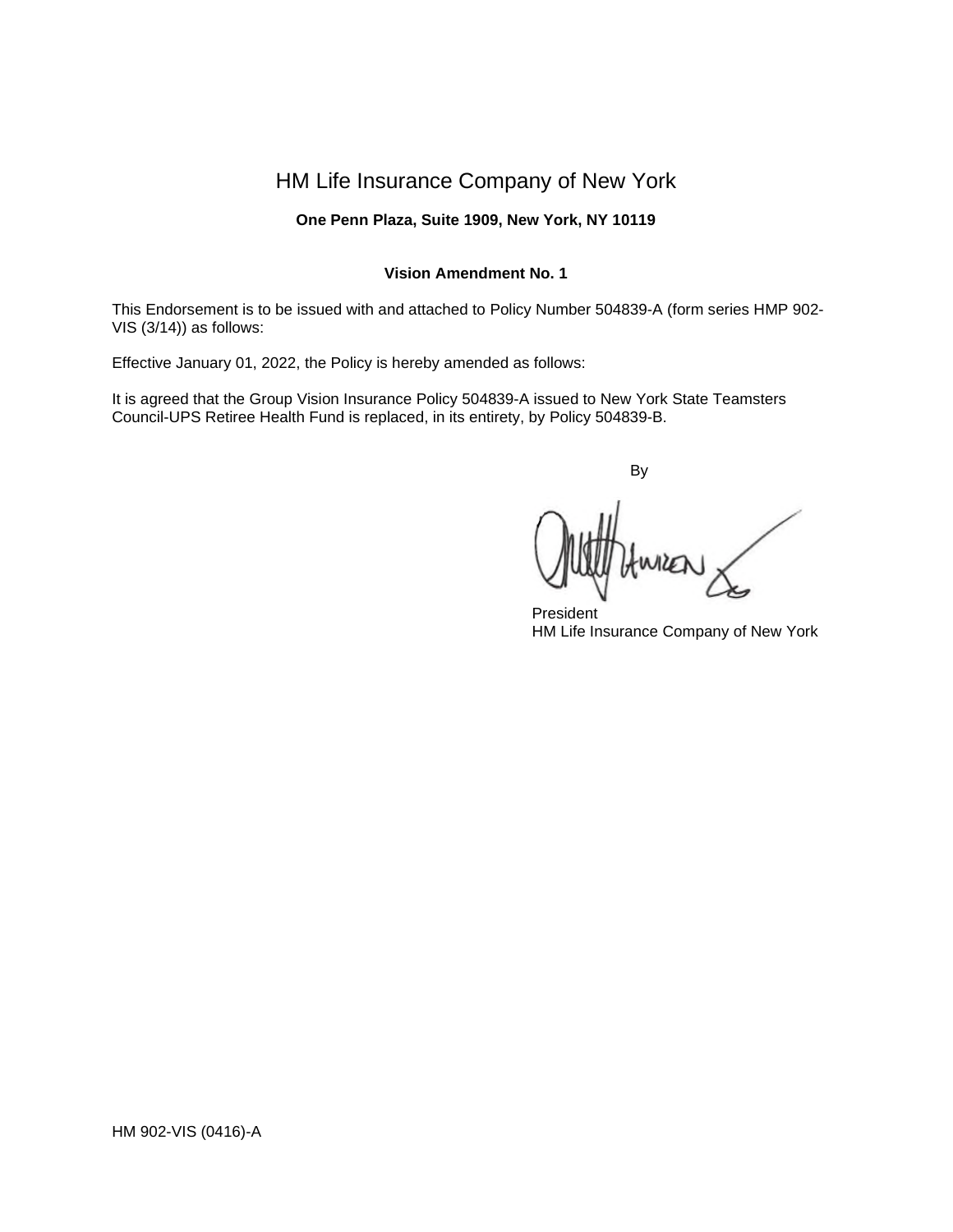# HM Life Insurance Company of New York

**One Penn Plaza, Suite 1909, New York, NY 10119**

**Vision Amendment No. 1**

This Endorsement is to be issued with and attached to Policy Number 504839-A (form series HMP 902-VIS (3/14)) as follows:

Effective January 01, 2022, the Policy is hereby amended as follows:

It is agreed that the Group Vision Insurance Policy 504839-A issued to New York State Teamsters Council-UPS Retiree Health Fund is replaced, in its entirety, by Policy 504839-B.

By

President
HM Life Insurance Company of New York

HM 902-VIS (0416)-A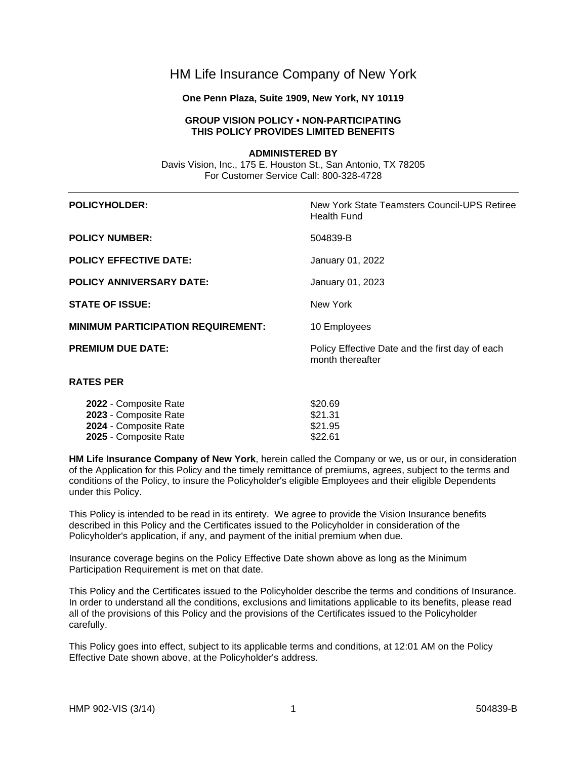# HM Life Insurance Company of New York

**One Penn Plaza, Suite 1909, New York, NY 10119**

**GROUP VISION POLICY • NON-PARTICIPATING**
**THIS POLICY PROVIDES LIMITED BENEFITS**

**ADMINISTERED BY**
Davis Vision, Inc., 175 E. Houston St., San Antonio, TX 78205
For Customer Service Call: 800-328-4728

---

| | |
|---|---|
| **POLICYHOLDER:** | New York State Teamsters Council-UPS Retiree Health Fund |
| **POLICY NUMBER:** | 504839-B |
| **POLICY EFFECTIVE DATE:** | January 01, 2022 |
| **POLICY ANNIVERSARY DATE:** | January 01, 2023 |
| **STATE OF ISSUE:** | New York |
| **MINIMUM PARTICIPATION REQUIREMENT:** | 10 Employees |
| **PREMIUM DUE DATE:** | Policy Effective Date and the first day of each month thereafter |

**RATES PER**

| | |
|---|---|
| **2022** - Composite Rate | $20.69 |
| **2023** - Composite Rate | $21.31 |
| **2024** - Composite Rate | $21.95 |
| **2025** - Composite Rate | $22.61 |

**HM Life Insurance Company of New York**, herein called the Company or we, us or our, in consideration of the Application for this Policy and the timely remittance of premiums, agrees, subject to the terms and conditions of the Policy, to insure the Policyholder's eligible Employees and their eligible Dependents under this Policy.

This Policy is intended to be read in its entirety. We agree to provide the Vision Insurance benefits described in this Policy and the Certificates issued to the Policyholder in consideration of the Policyholder's application, if any, and payment of the initial premium when due.

Insurance coverage begins on the Policy Effective Date shown above as long as the Minimum Participation Requirement is met on that date.

This Policy and the Certificates issued to the Policyholder describe the terms and conditions of Insurance. In order to understand all the conditions, exclusions and limitations applicable to its benefits, please read all of the provisions of this Policy and the provisions of the Certificates issued to the Policyholder carefully.

This Policy goes into effect, subject to its applicable terms and conditions, at 12:01 AM on the Policy Effective Date shown above, at the Policyholder's address.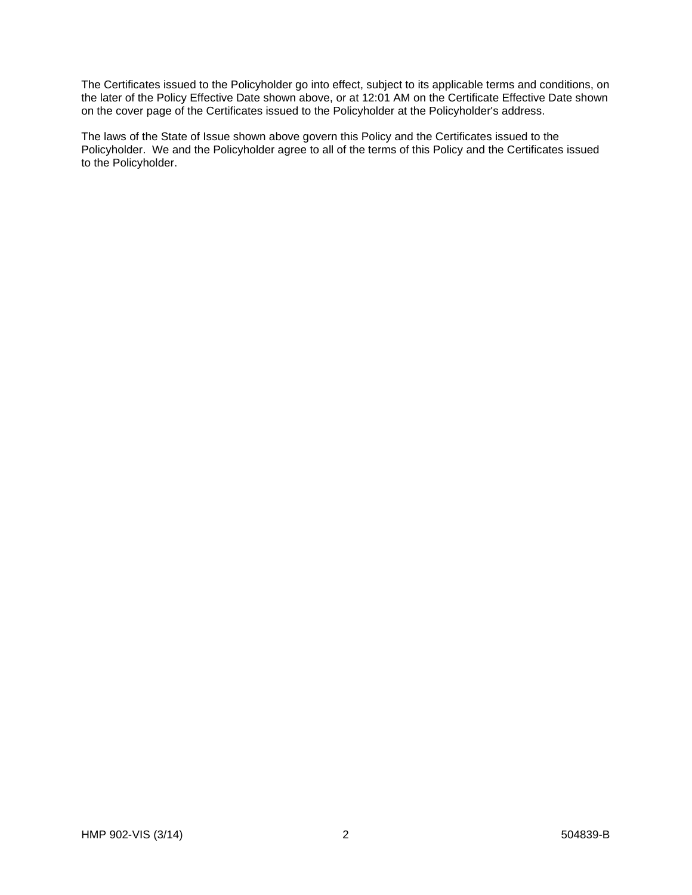The Certificates issued to the Policyholder go into effect, subject to its applicable terms and conditions, on the later of the Policy Effective Date shown above, or at 12:01 AM on the Certificate Effective Date shown on the cover page of the Certificates issued to the Policyholder at the Policyholder's address.

The laws of the State of Issue shown above govern this Policy and the Certificates issued to the Policyholder. We and the Policyholder agree to all of the terms of this Policy and the Certificates issued to the Policyholder.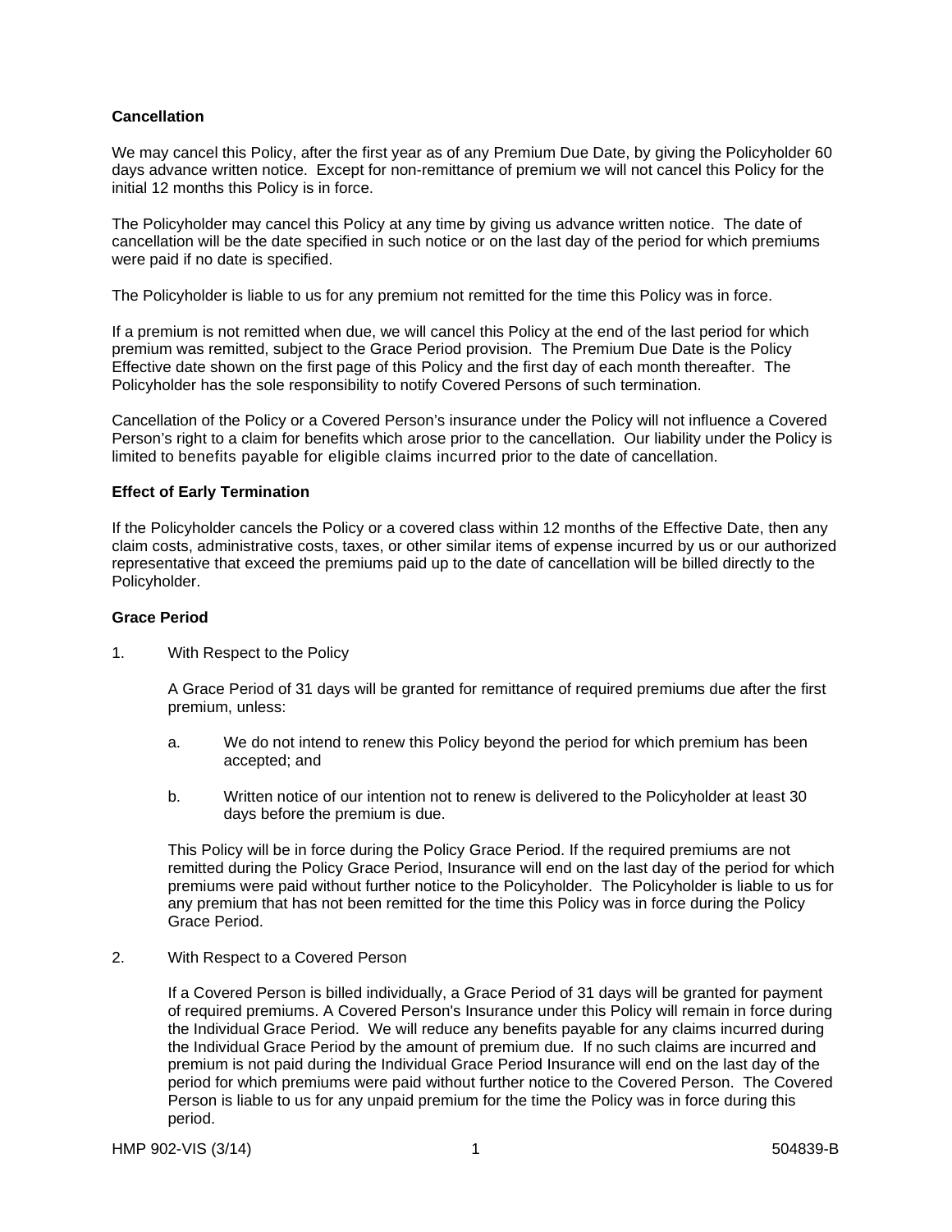**Cancellation**

We may cancel this Policy, after the first year as of any Premium Due Date, by giving the Policyholder 60 days advance written notice. Except for non-remittance of premium we will not cancel this Policy for the initial 12 months this Policy is in force.

The Policyholder may cancel this Policy at any time by giving us advance written notice. The date of cancellation will be the date specified in such notice or on the last day of the period for which premiums were paid if no date is specified.

The Policyholder is liable to us for any premium not remitted for the time this Policy was in force.

If a premium is not remitted when due, we will cancel this Policy at the end of the last period for which premium was remitted, subject to the Grace Period provision. The Premium Due Date is the Policy Effective date shown on the first page of this Policy and the first day of each month thereafter. The Policyholder has the sole responsibility to notify Covered Persons of such termination.

Cancellation of the Policy or a Covered Person's insurance under the Policy will not influence a Covered Person's right to a claim for benefits which arose prior to the cancellation. Our liability under the Policy is limited to benefits payable for eligible claims incurred prior to the date of cancellation.

**Effect of Early Termination**

If the Policyholder cancels the Policy or a covered class within 12 months of the Effective Date, then any claim costs, administrative costs, taxes, or other similar items of expense incurred by us or our authorized representative that exceed the premiums paid up to the date of cancellation will be billed directly to the Policyholder.

**Grace Period**

1. With Respect to the Policy

   A Grace Period of 31 days will be granted for remittance of required premiums due after the first premium, unless:

   a. We do not intend to renew this Policy beyond the period for which premium has been accepted; and

   b. Written notice of our intention not to renew is delivered to the Policyholder at least 30 days before the premium is due.

   This Policy will be in force during the Policy Grace Period. If the required premiums are not remitted during the Policy Grace Period, Insurance will end on the last day of the period for which premiums were paid without further notice to the Policyholder. The Policyholder is liable to us for any premium that has not been remitted for the time this Policy was in force during the Policy Grace Period.

2. With Respect to a Covered Person

   If a Covered Person is billed individually, a Grace Period of 31 days will be granted for payment of required premiums. A Covered Person's Insurance under this Policy will remain in force during the Individual Grace Period. We will reduce any benefits payable for any claims incurred during the Individual Grace Period by the amount of premium due. If no such claims are incurred and premium is not paid during the Individual Grace Period Insurance will end on the last day of the period for which premiums were paid without further notice to the Covered Person. The Covered Person is liable to us for any unpaid premium for the time the Policy was in force during this period.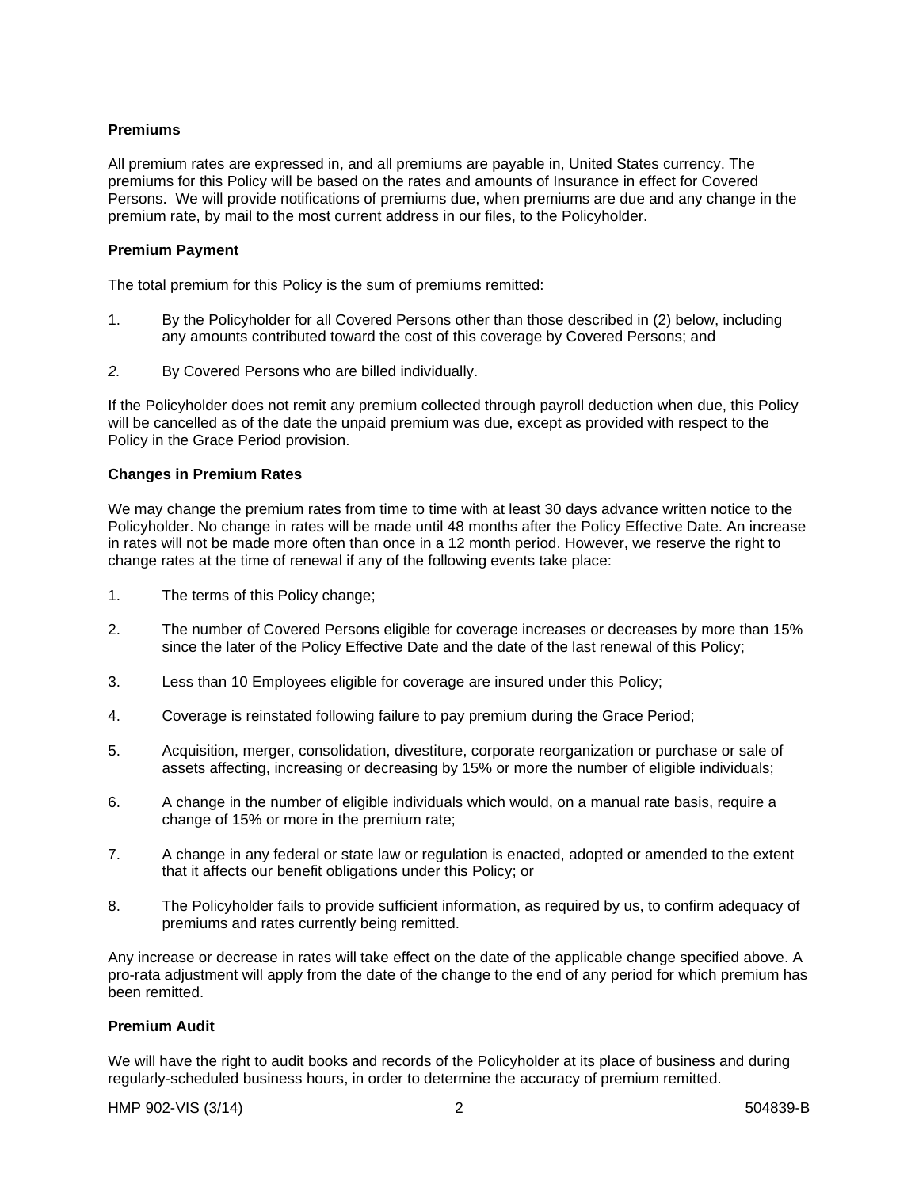**Premiums**

All premium rates are expressed in, and all premiums are payable in, United States currency. The premiums for this Policy will be based on the rates and amounts of Insurance in effect for Covered Persons. We will provide notifications of premiums due, when premiums are due and any change in the premium rate, by mail to the most current address in our files, to the Policyholder.

**Premium Payment**

The total premium for this Policy is the sum of premiums remitted:

1. By the Policyholder for all Covered Persons other than those described in (2) below, including any amounts contributed toward the cost of this coverage by Covered Persons; and

2. By Covered Persons who are billed individually.

If the Policyholder does not remit any premium collected through payroll deduction when due, this Policy will be cancelled as of the date the unpaid premium was due, except as provided with respect to the Policy in the Grace Period provision.

**Changes in Premium Rates**

We may change the premium rates from time to time with at least 30 days advance written notice to the Policyholder. No change in rates will be made until 48 months after the Policy Effective Date. An increase in rates will not be made more often than once in a 12 month period. However, we reserve the right to change rates at the time of renewal if any of the following events take place:

1. The terms of this Policy change;

2. The number of Covered Persons eligible for coverage increases or decreases by more than 15% since the later of the Policy Effective Date and the date of the last renewal of this Policy;

3. Less than 10 Employees eligible for coverage are insured under this Policy;

4. Coverage is reinstated following failure to pay premium during the Grace Period;

5. Acquisition, merger, consolidation, divestiture, corporate reorganization or purchase or sale of assets affecting, increasing or decreasing by 15% or more the number of eligible individuals;

6. A change in the number of eligible individuals which would, on a manual rate basis, require a change of 15% or more in the premium rate;

7. A change in any federal or state law or regulation is enacted, adopted or amended to the extent that it affects our benefit obligations under this Policy; or

8. The Policyholder fails to provide sufficient information, as required by us, to confirm adequacy of premiums and rates currently being remitted.

Any increase or decrease in rates will take effect on the date of the applicable change specified above. A pro-rata adjustment will apply from the date of the change to the end of any period for which premium has been remitted.

**Premium Audit**

We will have the right to audit books and records of the Policyholder at its place of business and during regularly-scheduled business hours, in order to determine the accuracy of premium remitted.

HMP 902-VIS (3/14) 504839-B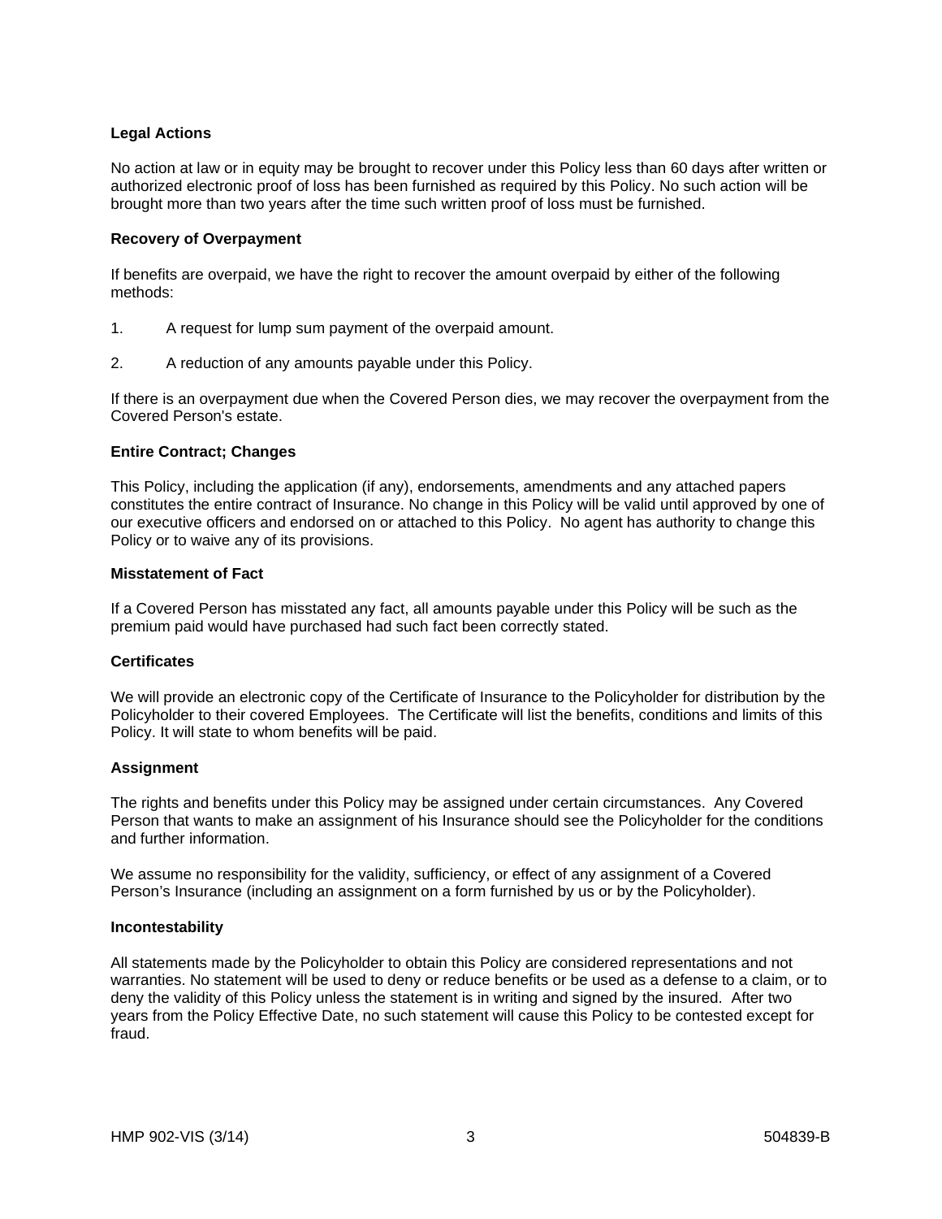**Legal Actions**

No action at law or in equity may be brought to recover under this Policy less than 60 days after written or authorized electronic proof of loss has been furnished as required by this Policy. No such action will be brought more than two years after the time such written proof of loss must be furnished.

**Recovery of Overpayment**

If benefits are overpaid, we have the right to recover the amount overpaid by either of the following methods:

1. A request for lump sum payment of the overpaid amount.

2. A reduction of any amounts payable under this Policy.

If there is an overpayment due when the Covered Person dies, we may recover the overpayment from the Covered Person's estate.

**Entire Contract; Changes**

This Policy, including the application (if any), endorsements, amendments and any attached papers constitutes the entire contract of Insurance. No change in this Policy will be valid until approved by one of our executive officers and endorsed on or attached to this Policy. No agent has authority to change this Policy or to waive any of its provisions.

**Misstatement of Fact**

If a Covered Person has misstated any fact, all amounts payable under this Policy will be such as the premium paid would have purchased had such fact been correctly stated.

**Certificates**

We will provide an electronic copy of the Certificate of Insurance to the Policyholder for distribution by the Policyholder to their covered Employees. The Certificate will list the benefits, conditions and limits of this Policy. It will state to whom benefits will be paid.

**Assignment**

The rights and benefits under this Policy may be assigned under certain circumstances. Any Covered Person that wants to make an assignment of his Insurance should see the Policyholder for the conditions and further information.

We assume no responsibility for the validity, sufficiency, or effect of any assignment of a Covered Person's Insurance (including an assignment on a form furnished by us or by the Policyholder).

**Incontestability**

All statements made by the Policyholder to obtain this Policy are considered representations and not warranties. No statement will be used to deny or reduce benefits or be used as a defense to a claim, or to deny the validity of this Policy unless the statement is in writing and signed by the insured. After two years from the Policy Effective Date, no such statement will cause this Policy to be contested except for fraud.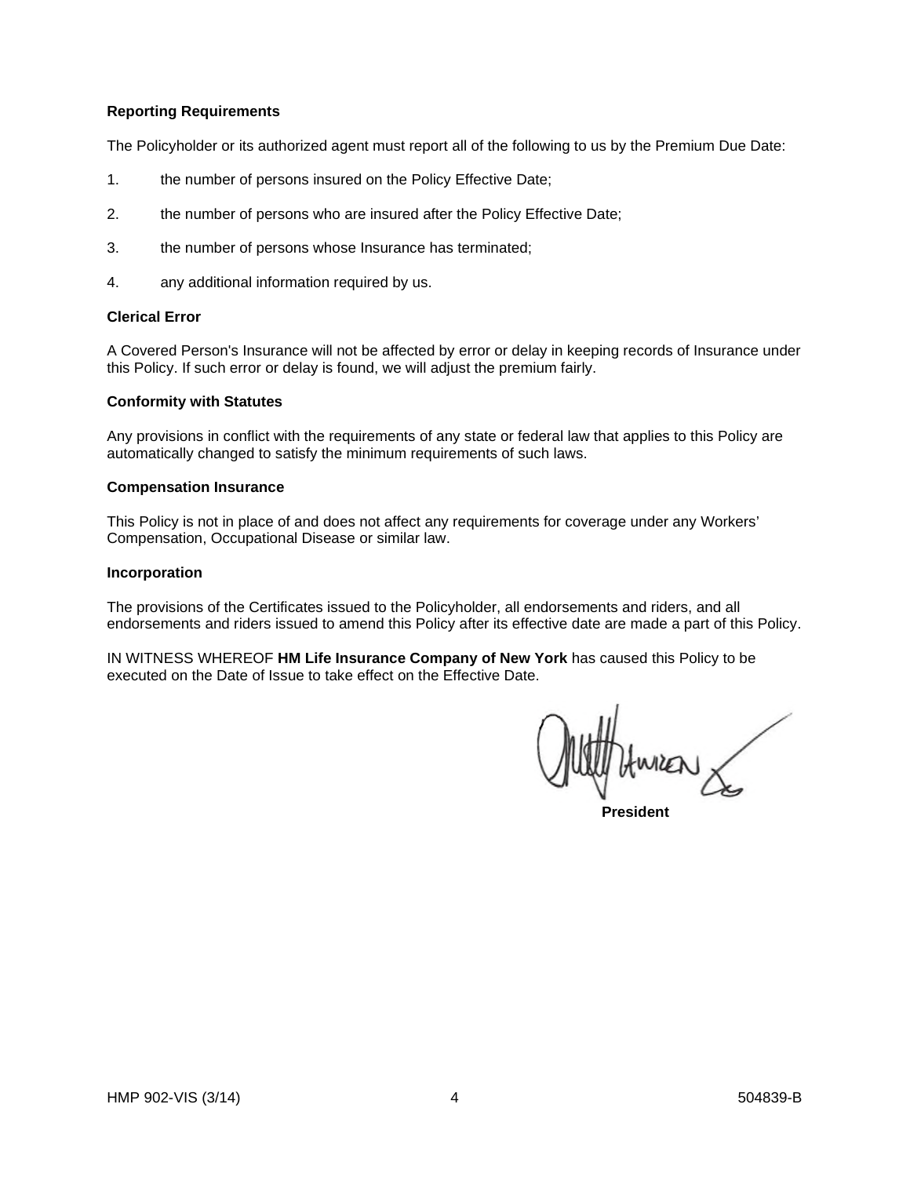**Reporting Requirements**

The Policyholder or its authorized agent must report all of the following to us by the Premium Due Date:

1. the number of persons insured on the Policy Effective Date;
2. the number of persons who are insured after the Policy Effective Date;
3. the number of persons whose Insurance has terminated;
4. any additional information required by us.

**Clerical Error**

A Covered Person's Insurance will not be affected by error or delay in keeping records of Insurance under this Policy. If such error or delay is found, we will adjust the premium fairly.

**Conformity with Statutes**

Any provisions in conflict with the requirements of any state or federal law that applies to this Policy are automatically changed to satisfy the minimum requirements of such laws.

**Compensation Insurance**

This Policy is not in place of and does not affect any requirements for coverage under any Workers' Compensation, Occupational Disease or similar law.

**Incorporation**

The provisions of the Certificates issued to the Policyholder, all endorsements and riders, and all endorsements and riders issued to amend this Policy after its effective date are made a part of this Policy.

IN WITNESS WHEREOF **HM Life Insurance Company of New York** has caused this Policy to be executed on the Date of Issue to take effect on the Effective Date.

**President**

HMP 902-VIS (3/14) 504839-B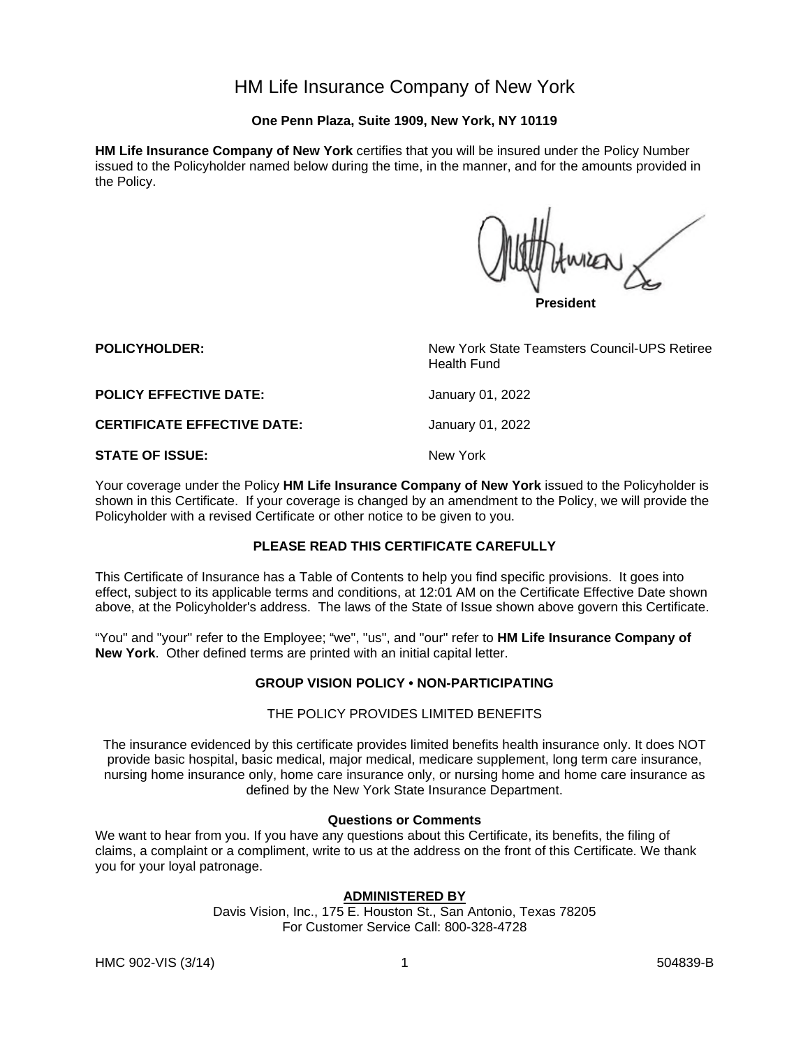# HM Life Insurance Company of New York

**One Penn Plaza, Suite 1909, New York, NY 10119**

**HM Life Insurance Company of New York** certifies that you will be insured under the Policy Number issued to the Policyholder named below during the time, in the manner, and for the amounts provided in the Policy.

**President**

| | |
|---|---|
| **POLICYHOLDER:** | New York State Teamsters Council-UPS Retiree Health Fund |
| **POLICY EFFECTIVE DATE:** | January 01, 2022 |
| **CERTIFICATE EFFECTIVE DATE:** | January 01, 2022 |
| **STATE OF ISSUE:** | New York |

Your coverage under the Policy **HM Life Insurance Company of New York** issued to the Policyholder is shown in this Certificate. If your coverage is changed by an amendment to the Policy, we will provide the Policyholder with a revised Certificate or other notice to be given to you.

**PLEASE READ THIS CERTIFICATE CAREFULLY**

This Certificate of Insurance has a Table of Contents to help you find specific provisions. It goes into effect, subject to its applicable terms and conditions, at 12:01 AM on the Certificate Effective Date shown above, at the Policyholder's address. The laws of the State of Issue shown above govern this Certificate.

"You" and "your" refer to the Employee; "we", "us", and "our" refer to **HM Life Insurance Company of New York**. Other defined terms are printed with an initial capital letter.

**GROUP VISION POLICY • NON-PARTICIPATING**

THE POLICY PROVIDES LIMITED BENEFITS

The insurance evidenced by this certificate provides limited benefits health insurance only. It does NOT provide basic hospital, basic medical, major medical, medicare supplement, long term care insurance, nursing home insurance only, home care insurance only, or nursing home and home care insurance as defined by the New York State Insurance Department.

**Questions or Comments**

We want to hear from you. If you have any questions about this Certificate, its benefits, the filing of claims, a complaint or a compliment, write to us at the address on the front of this Certificate. We thank you for your loyal patronage.

**ADMINISTERED BY**

Davis Vision, Inc., 175 E. Houston St., San Antonio, Texas 78205
For Customer Service Call: 800-328-4728

HMC 902-VIS (3/14) 504839-B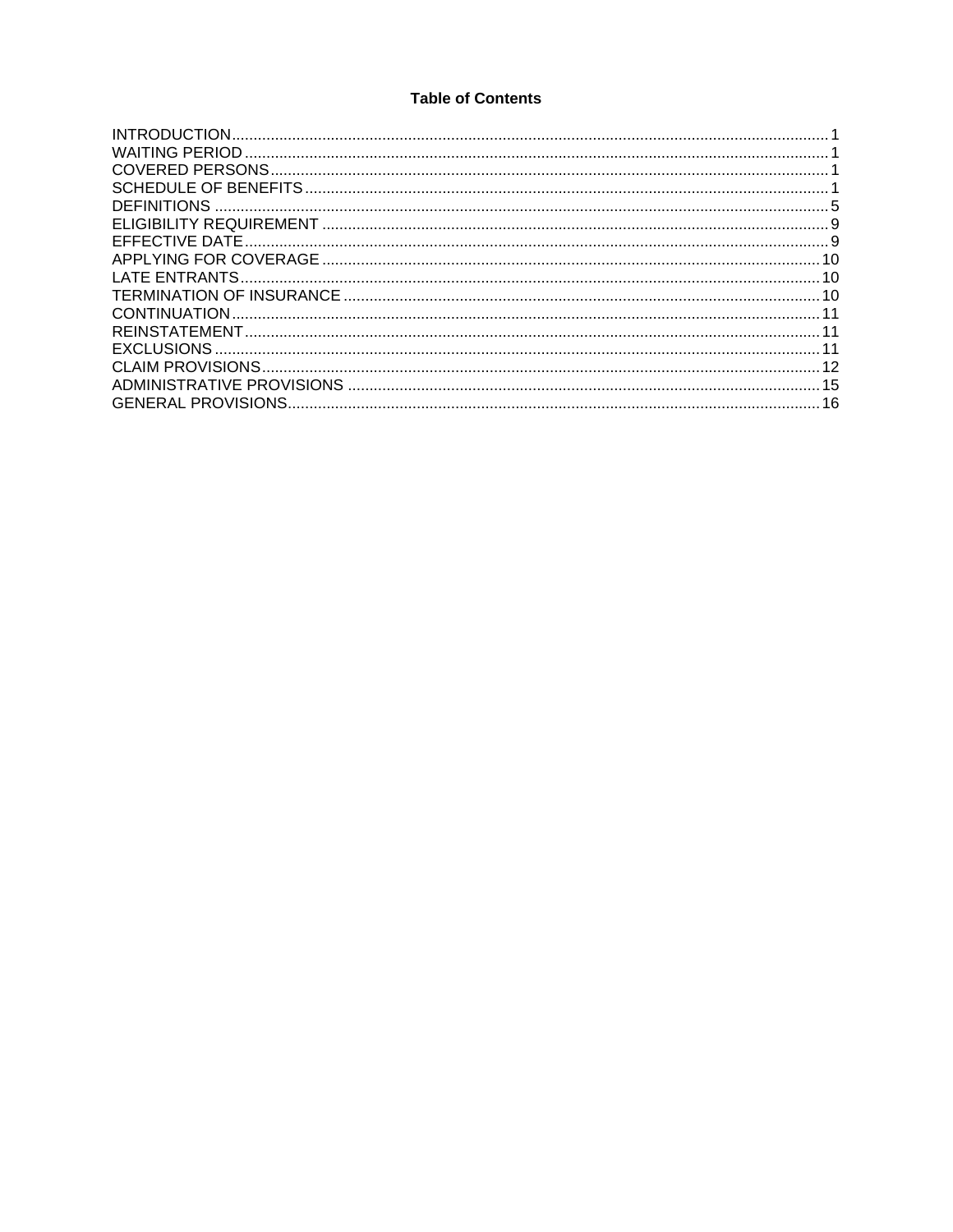# Table of Contents

| Section | Page |
| --- | --- |
| INTRODUCTION | 1 |
| WAITING PERIOD | 1 |
| COVERED PERSONS | 1 |
| SCHEDULE OF BENEFITS | 1 |
| DEFINITIONS | 5 |
| ELIGIBILITY REQUIREMENT | 9 |
| EFFECTIVE DATE | 9 |
| APPLYING FOR COVERAGE | 10 |
| LATE ENTRANTS | 10 |
| TERMINATION OF INSURANCE | 10 |
| CONTINUATION | 11 |
| REINSTATEMENT | 11 |
| EXCLUSIONS | 11 |
| CLAIM PROVISIONS | 12 |
| ADMINISTRATIVE PROVISIONS | 15 |
| GENERAL PROVISIONS | 16 |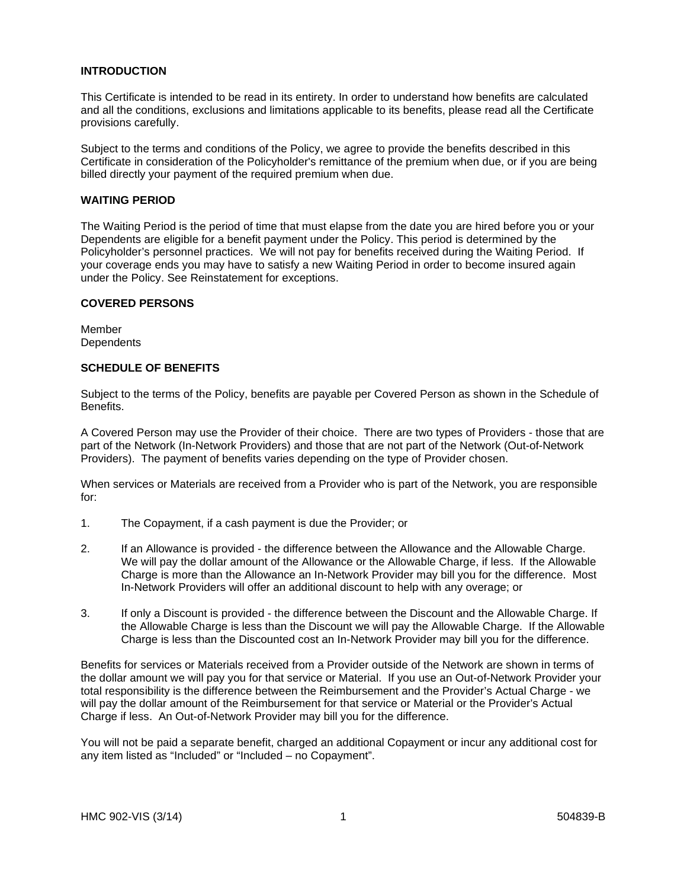## INTRODUCTION

This Certificate is intended to be read in its entirety. In order to understand how benefits are calculated and all the conditions, exclusions and limitations applicable to its benefits, please read all the Certificate provisions carefully.

Subject to the terms and conditions of the Policy, we agree to provide the benefits described in this Certificate in consideration of the Policyholder's remittance of the premium when due, or if you are being billed directly your payment of the required premium when due.

## WAITING PERIOD

The Waiting Period is the period of time that must elapse from the date you are hired before you or your Dependents are eligible for a benefit payment under the Policy. This period is determined by the Policyholder's personnel practices. We will not pay for benefits received during the Waiting Period. If your coverage ends you may have to satisfy a new Waiting Period in order to become insured again under the Policy. See Reinstatement for exceptions.

## COVERED PERSONS

Member
Dependents

## SCHEDULE OF BENEFITS

Subject to the terms of the Policy, benefits are payable per Covered Person as shown in the Schedule of Benefits.

A Covered Person may use the Provider of their choice. There are two types of Providers - those that are part of the Network (In-Network Providers) and those that are not part of the Network (Out-of-Network Providers). The payment of benefits varies depending on the type of Provider chosen.

When services or Materials are received from a Provider who is part of the Network, you are responsible for:

1. The Copayment, if a cash payment is due the Provider; or

2. If an Allowance is provided - the difference between the Allowance and the Allowable Charge. We will pay the dollar amount of the Allowance or the Allowable Charge, if less. If the Allowable Charge is more than the Allowance an In-Network Provider may bill you for the difference. Most In-Network Providers will offer an additional discount to help with any overage; or

3. If only a Discount is provided - the difference between the Discount and the Allowable Charge. If the Allowable Charge is less than the Discount we will pay the Allowable Charge. If the Allowable Charge is less than the Discounted cost an In-Network Provider may bill you for the difference.

Benefits for services or Materials received from a Provider outside of the Network are shown in terms of the dollar amount we will pay you for that service or Material. If you use an Out-of-Network Provider your total responsibility is the difference between the Reimbursement and the Provider's Actual Charge - we will pay the dollar amount of the Reimbursement for that service or Material or the Provider's Actual Charge if less. An Out-of-Network Provider may bill you for the difference.

You will not be paid a separate benefit, charged an additional Copayment or incur any additional cost for any item listed as "Included" or "Included – no Copayment".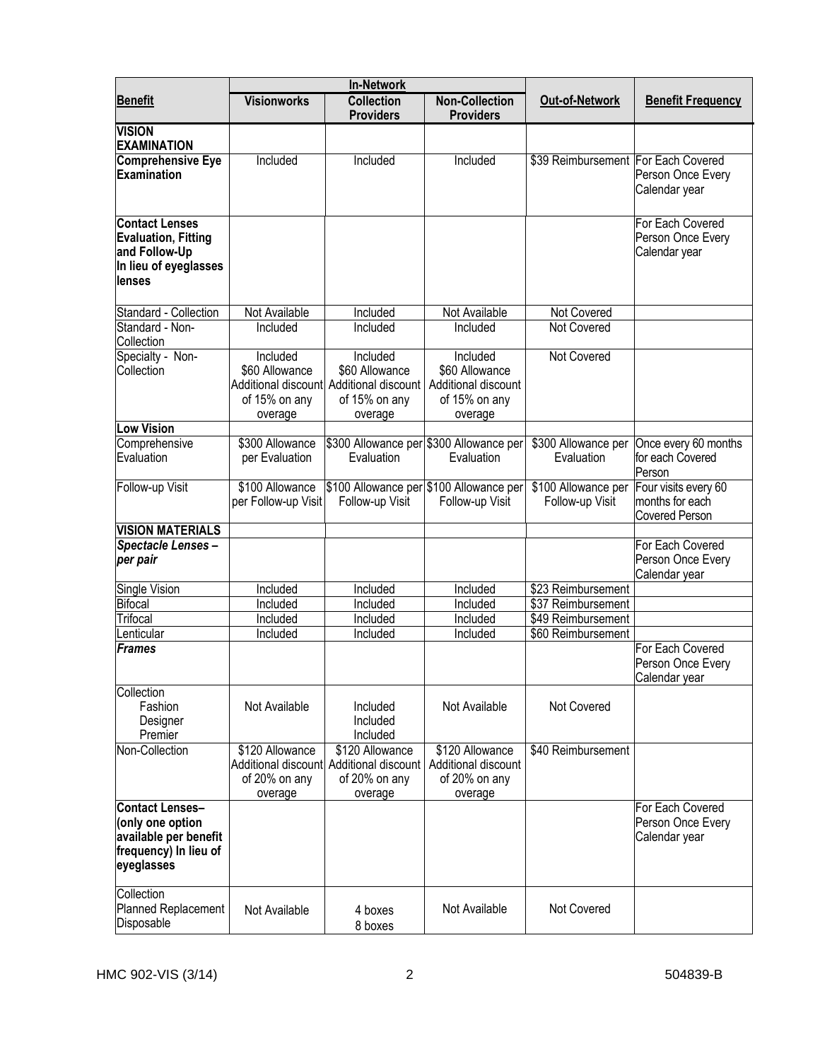| Benefit | In-Network | | | Out-of-Network | Benefit Frequency |
|---|---|---|---|---|---|
| | Visionworks | Collection Providers | Non-Collection Providers | | |
| **VISION EXAMINATION** | | | | | |
| **Comprehensive Eye Examination** | Included | Included | Included | $39 Reimbursement | For Each Covered Person Once Every Calendar year |
| **Contact Lenses Evaluation, Fitting and Follow-Up In lieu of eyeglasses lenses** | | | | | For Each Covered Person Once Every Calendar year |
| Standard - Collection | Not Available | Included | Not Available | Not Covered | |
| Standard - Non-Collection | Included | Included | Included | Not Covered | |
| Specialty - Non-Collection | Included $60 Allowance Additional discount of 15% on any overage | Included $60 Allowance Additional discount of 15% on any overage | Included $60 Allowance Additional discount of 15% on any overage | Not Covered | |
| **Low Vision** | | | | | |
| Comprehensive Evaluation | $300 Allowance per Evaluation | $300 Allowance per Evaluation | $300 Allowance per Evaluation | $300 Allowance per Evaluation | Once every 60 months for each Covered Person |
| Follow-up Visit | $100 Allowance per Follow-up Visit | $100 Allowance per Follow-up Visit | $100 Allowance per Follow-up Visit | $100 Allowance per Follow-up Visit | Four visits every 60 months for each Covered Person |
| **VISION MATERIALS** | | | | | |
| ***Spectacle Lenses – per pair*** | | | | | For Each Covered Person Once Every Calendar year |
| Single Vision | Included | Included | Included | $23 Reimbursement | |
| Bifocal | Included | Included | Included | $37 Reimbursement | |
| Trifocal | Included | Included | Included | $49 Reimbursement | |
| Lenticular | Included | Included | Included | $60 Reimbursement | |
| ***Frames*** | | | | | For Each Covered Person Once Every Calendar year |
| Collection Fashion Designer Premier | Not Available | Included Included Included | Not Available | Not Covered | |
| Non-Collection | $120 Allowance Additional discount of 20% on any overage | $120 Allowance Additional discount of 20% on any overage | $120 Allowance Additional discount of 20% on any overage | $40 Reimbursement | |
| **Contact Lenses– (only one option available per benefit frequency) In lieu of eyeglasses** | | | | | For Each Covered Person Once Every Calendar year |
| Collection Planned Replacement Disposable | Not Available | 4 boxes 8 boxes | Not Available | Not Covered | |

HMC 902-VIS (3/14) 504839-B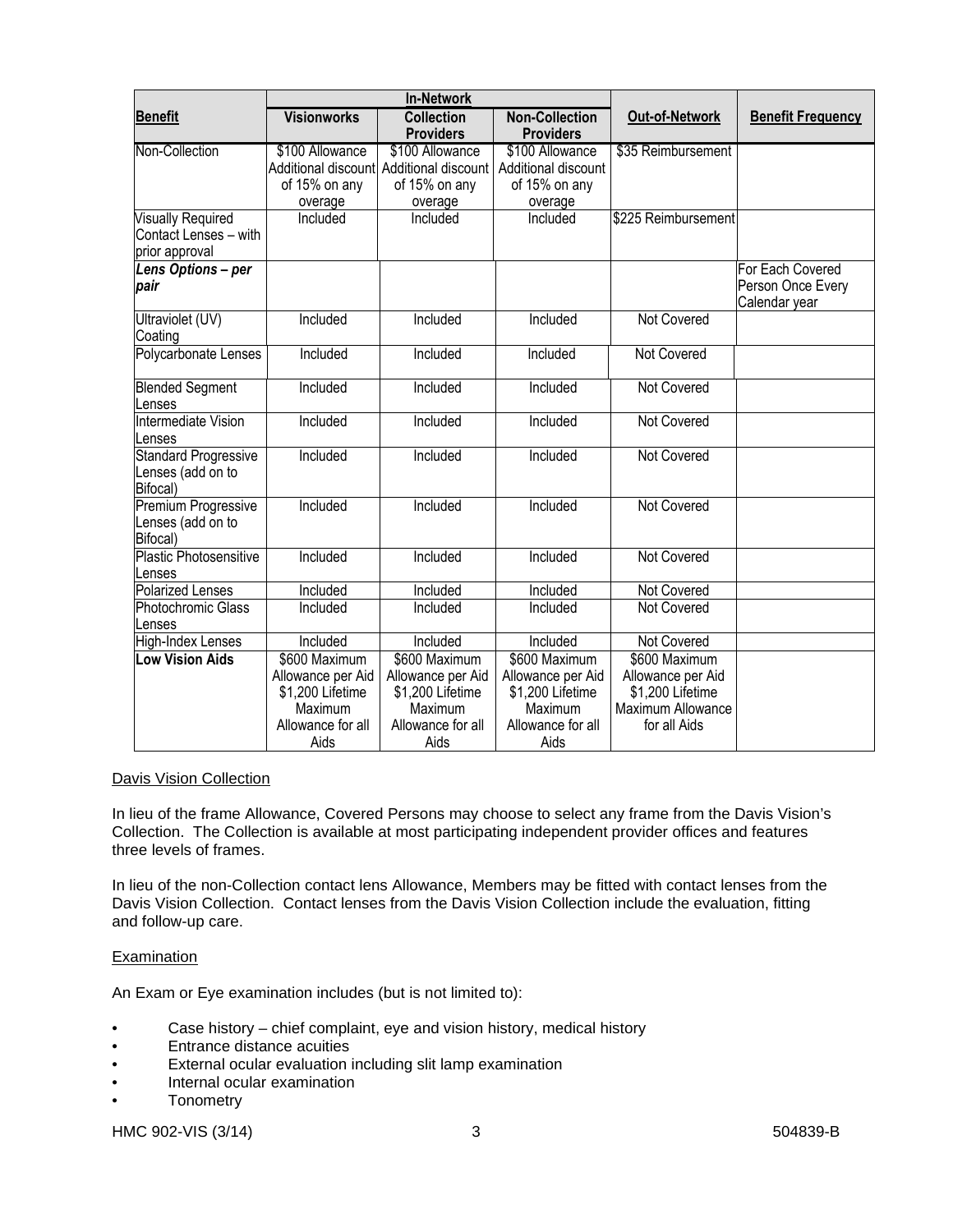| Benefit | In-Network | | | Out-of-Network | Benefit Frequency |
|---|---|---|---|---|---|
| | Visionworks | Collection Providers | Non-Collection Providers | | |
| Non-Collection | $100 Allowance Additional discount of 15% on any overage | $100 Allowance Additional discount of 15% on any overage | $100 Allowance Additional discount of 15% on any overage | $35 Reimbursement | |
| Visually Required Contact Lenses – with prior approval | Included | Included | Included | $225 Reimbursement | |
| ***Lens Options – per pair*** | | | | | For Each Covered Person Once Every Calendar year |
| Ultraviolet (UV) Coating | Included | Included | Included | Not Covered | |
| Polycarbonate Lenses | Included | Included | Included | Not Covered | |
| Blended Segment Lenses | Included | Included | Included | Not Covered | |
| Intermediate Vision Lenses | Included | Included | Included | Not Covered | |
| Standard Progressive Lenses (add on to Bifocal) | Included | Included | Included | Not Covered | |
| Premium Progressive Lenses (add on to Bifocal) | Included | Included | Included | Not Covered | |
| Plastic Photosensitive Lenses | Included | Included | Included | Not Covered | |
| Polarized Lenses | Included | Included | Included | Not Covered | |
| Photochromic Glass Lenses | Included | Included | Included | Not Covered | |
| High-Index Lenses | Included | Included | Included | Not Covered | |
| **Low Vision Aids** | $600 Maximum Allowance per Aid $1,200 Lifetime Maximum Allowance for all Aids | $600 Maximum Allowance per Aid $1,200 Lifetime Maximum Allowance for all Aids | $600 Maximum Allowance per Aid $1,200 Lifetime Maximum Allowance for all Aids | $600 Maximum Allowance per Aid $1,200 Lifetime Maximum Allowance for all Aids | |

Davis Vision Collection

In lieu of the frame Allowance, Covered Persons may choose to select any frame from the Davis Vision's Collection. The Collection is available at most participating independent provider offices and features three levels of frames.

In lieu of the non-Collection contact lens Allowance, Members may be fitted with contact lenses from the Davis Vision Collection. Contact lenses from the Davis Vision Collection include the evaluation, fitting and follow-up care.

Examination

An Exam or Eye examination includes (but is not limited to):

- Case history – chief complaint, eye and vision history, medical history
- Entrance distance acuities
- External ocular evaluation including slit lamp examination
- Internal ocular examination
- Tonometry

HMC 902-VIS (3/14) 504839-B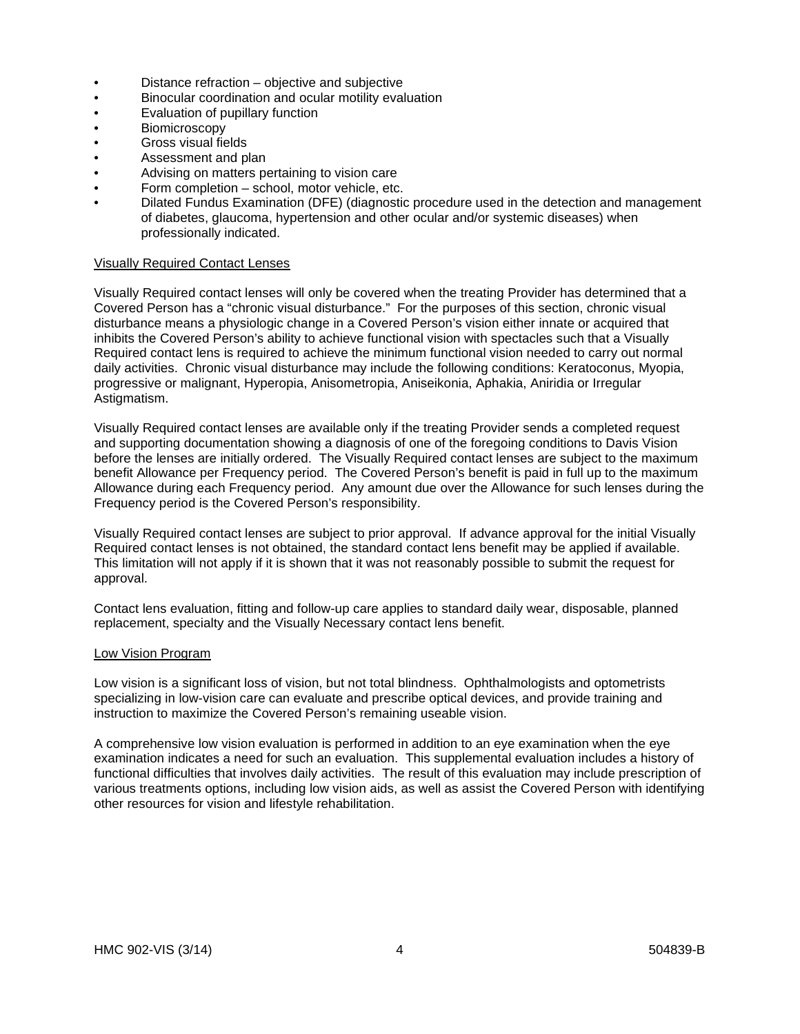- Distance refraction – objective and subjective
- Binocular coordination and ocular motility evaluation
- Evaluation of pupillary function
- Biomicroscopy
- Gross visual fields
- Assessment and plan
- Advising on matters pertaining to vision care
- Form completion – school, motor vehicle, etc.
- Dilated Fundus Examination (DFE) (diagnostic procedure used in the detection and management of diabetes, glaucoma, hypertension and other ocular and/or systemic diseases) when professionally indicated.

Visually Required Contact Lenses

Visually Required contact lenses will only be covered when the treating Provider has determined that a Covered Person has a "chronic visual disturbance." For the purposes of this section, chronic visual disturbance means a physiologic change in a Covered Person's vision either innate or acquired that inhibits the Covered Person's ability to achieve functional vision with spectacles such that a Visually Required contact lens is required to achieve the minimum functional vision needed to carry out normal daily activities. Chronic visual disturbance may include the following conditions: Keratoconus, Myopia, progressive or malignant, Hyperopia, Anisometropia, Aniseikonia, Aphakia, Aniridia or Irregular Astigmatism.

Visually Required contact lenses are available only if the treating Provider sends a completed request and supporting documentation showing a diagnosis of one of the foregoing conditions to Davis Vision before the lenses are initially ordered. The Visually Required contact lenses are subject to the maximum benefit Allowance per Frequency period. The Covered Person's benefit is paid in full up to the maximum Allowance during each Frequency period. Any amount due over the Allowance for such lenses during the Frequency period is the Covered Person's responsibility.

Visually Required contact lenses are subject to prior approval. If advance approval for the initial Visually Required contact lenses is not obtained, the standard contact lens benefit may be applied if available. This limitation will not apply if it is shown that it was not reasonably possible to submit the request for approval.

Contact lens evaluation, fitting and follow-up care applies to standard daily wear, disposable, planned replacement, specialty and the Visually Necessary contact lens benefit.

Low Vision Program

Low vision is a significant loss of vision, but not total blindness. Ophthalmologists and optometrists specializing in low-vision care can evaluate and prescribe optical devices, and provide training and instruction to maximize the Covered Person's remaining useable vision.

A comprehensive low vision evaluation is performed in addition to an eye examination when the eye examination indicates a need for such an evaluation. This supplemental evaluation includes a history of functional difficulties that involves daily activities. The result of this evaluation may include prescription of various treatments options, including low vision aids, as well as assist the Covered Person with identifying other resources for vision and lifestyle rehabilitation.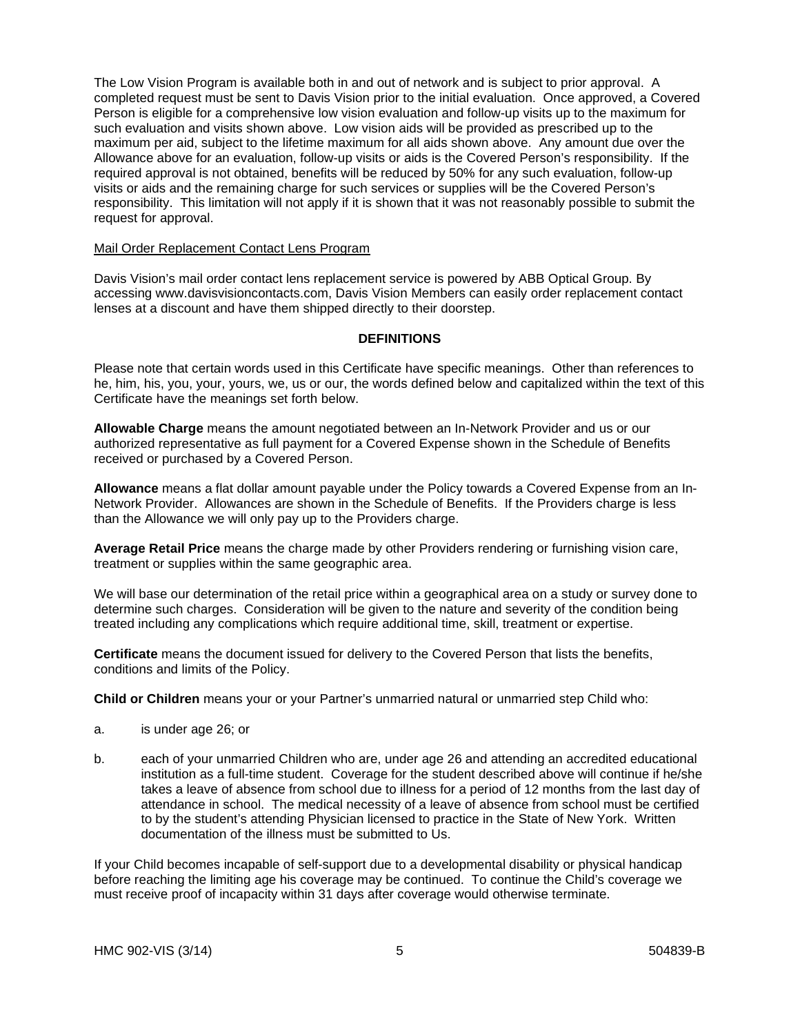The Low Vision Program is available both in and out of network and is subject to prior approval. A completed request must be sent to Davis Vision prior to the initial evaluation. Once approved, a Covered Person is eligible for a comprehensive low vision evaluation and follow-up visits up to the maximum for such evaluation and visits shown above. Low vision aids will be provided as prescribed up to the maximum per aid, subject to the lifetime maximum for all aids shown above. Any amount due over the Allowance above for an evaluation, follow-up visits or aids is the Covered Person's responsibility. If the required approval is not obtained, benefits will be reduced by 50% for any such evaluation, follow-up visits or aids and the remaining charge for such services or supplies will be the Covered Person's responsibility. This limitation will not apply if it is shown that it was not reasonably possible to submit the request for approval.

Mail Order Replacement Contact Lens Program

Davis Vision's mail order contact lens replacement service is powered by ABB Optical Group. By accessing www.davisvisioncontacts.com, Davis Vision Members can easily order replacement contact lenses at a discount and have them shipped directly to their doorstep.

## DEFINITIONS

Please note that certain words used in this Certificate have specific meanings. Other than references to he, him, his, you, your, yours, we, us or our, the words defined below and capitalized within the text of this Certificate have the meanings set forth below.

**Allowable Charge** means the amount negotiated between an In-Network Provider and us or our authorized representative as full payment for a Covered Expense shown in the Schedule of Benefits received or purchased by a Covered Person.

**Allowance** means a flat dollar amount payable under the Policy towards a Covered Expense from an In-Network Provider. Allowances are shown in the Schedule of Benefits. If the Providers charge is less than the Allowance we will only pay up to the Providers charge.

**Average Retail Price** means the charge made by other Providers rendering or furnishing vision care, treatment or supplies within the same geographic area.

We will base our determination of the retail price within a geographical area on a study or survey done to determine such charges. Consideration will be given to the nature and severity of the condition being treated including any complications which require additional time, skill, treatment or expertise.

**Certificate** means the document issued for delivery to the Covered Person that lists the benefits, conditions and limits of the Policy.

**Child or Children** means your or your Partner's unmarried natural or unmarried step Child who:

a. is under age 26; or

b. each of your unmarried Children who are, under age 26 and attending an accredited educational institution as a full-time student. Coverage for the student described above will continue if he/she takes a leave of absence from school due to illness for a period of 12 months from the last day of attendance in school. The medical necessity of a leave of absence from school must be certified to by the student's attending Physician licensed to practice in the State of New York. Written documentation of the illness must be submitted to Us.

If your Child becomes incapable of self-support due to a developmental disability or physical handicap before reaching the limiting age his coverage may be continued. To continue the Child's coverage we must receive proof of incapacity within 31 days after coverage would otherwise terminate.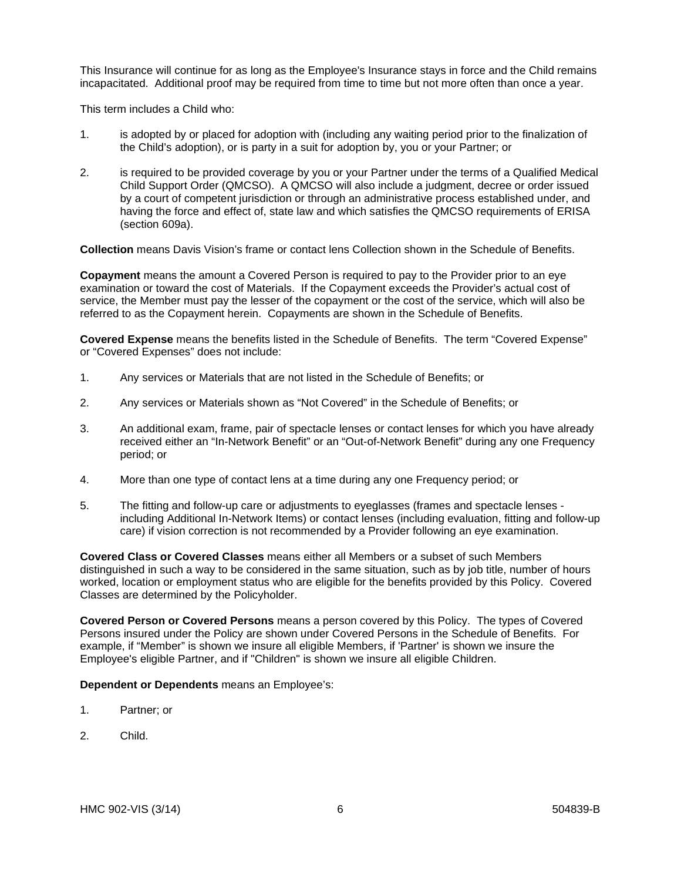This Insurance will continue for as long as the Employee's Insurance stays in force and the Child remains incapacitated. Additional proof may be required from time to time but not more often than once a year.

This term includes a Child who:

1. is adopted by or placed for adoption with (including any waiting period prior to the finalization of the Child's adoption), or is party in a suit for adoption by, you or your Partner; or

2. is required to be provided coverage by you or your Partner under the terms of a Qualified Medical Child Support Order (QMCSO). A QMCSO will also include a judgment, decree or order issued by a court of competent jurisdiction or through an administrative process established under, and having the force and effect of, state law and which satisfies the QMCSO requirements of ERISA (section 609a).

**Collection** means Davis Vision's frame or contact lens Collection shown in the Schedule of Benefits.

**Copayment** means the amount a Covered Person is required to pay to the Provider prior to an eye examination or toward the cost of Materials. If the Copayment exceeds the Provider's actual cost of service, the Member must pay the lesser of the copayment or the cost of the service, which will also be referred to as the Copayment herein. Copayments are shown in the Schedule of Benefits.

**Covered Expense** means the benefits listed in the Schedule of Benefits. The term "Covered Expense" or "Covered Expenses" does not include:

1. Any services or Materials that are not listed in the Schedule of Benefits; or

2. Any services or Materials shown as "Not Covered" in the Schedule of Benefits; or

3. An additional exam, frame, pair of spectacle lenses or contact lenses for which you have already received either an "In-Network Benefit" or an "Out-of-Network Benefit" during any one Frequency period; or

4. More than one type of contact lens at a time during any one Frequency period; or

5. The fitting and follow-up care or adjustments to eyeglasses (frames and spectacle lenses - including Additional In-Network Items) or contact lenses (including evaluation, fitting and follow-up care) if vision correction is not recommended by a Provider following an eye examination.

**Covered Class or Covered Classes** means either all Members or a subset of such Members distinguished in such a way to be considered in the same situation, such as by job title, number of hours worked, location or employment status who are eligible for the benefits provided by this Policy. Covered Classes are determined by the Policyholder.

**Covered Person or Covered Persons** means a person covered by this Policy. The types of Covered Persons insured under the Policy are shown under Covered Persons in the Schedule of Benefits. For example, if "Member" is shown we insure all eligible Members, if 'Partner' is shown we insure the Employee's eligible Partner, and if "Children" is shown we insure all eligible Children.

**Dependent or Dependents** means an Employee's:

1. Partner; or

2. Child.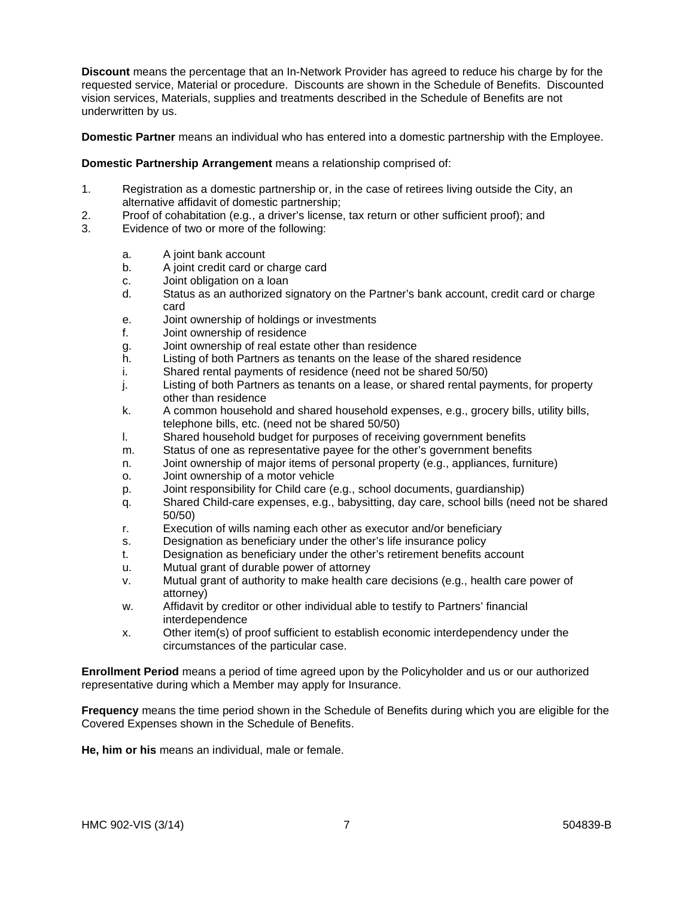**Discount** means the percentage that an In-Network Provider has agreed to reduce his charge by for the requested service, Material or procedure. Discounts are shown in the Schedule of Benefits. Discounted vision services, Materials, supplies and treatments described in the Schedule of Benefits are not underwritten by us.

**Domestic Partner** means an individual who has entered into a domestic partnership with the Employee.

**Domestic Partnership Arrangement** means a relationship comprised of:

1. Registration as a domestic partnership or, in the case of retirees living outside the City, an alternative affidavit of domestic partnership;
2. Proof of cohabitation (e.g., a driver's license, tax return or other sufficient proof); and
3. Evidence of two or more of the following:

    a. A joint bank account
    b. A joint credit card or charge card
    c. Joint obligation on a loan
    d. Status as an authorized signatory on the Partner's bank account, credit card or charge card
    e. Joint ownership of holdings or investments
    f. Joint ownership of residence
    g. Joint ownership of real estate other than residence
    h. Listing of both Partners as tenants on the lease of the shared residence
    i. Shared rental payments of residence (need not be shared 50/50)
    j. Listing of both Partners as tenants on a lease, or shared rental payments, for property other than residence
    k. A common household and shared household expenses, e.g., grocery bills, utility bills, telephone bills, etc. (need not be shared 50/50)
    l. Shared household budget for purposes of receiving government benefits
    m. Status of one as representative payee for the other's government benefits
    n. Joint ownership of major items of personal property (e.g., appliances, furniture)
    o. Joint ownership of a motor vehicle
    p. Joint responsibility for Child care (e.g., school documents, guardianship)
    q. Shared Child-care expenses, e.g., babysitting, day care, school bills (need not be shared 50/50)
    r. Execution of wills naming each other as executor and/or beneficiary
    s. Designation as beneficiary under the other's life insurance policy
    t. Designation as beneficiary under the other's retirement benefits account
    u. Mutual grant of durable power of attorney
    v. Mutual grant of authority to make health care decisions (e.g., health care power of attorney)
    w. Affidavit by creditor or other individual able to testify to Partners' financial interdependence
    x. Other item(s) of proof sufficient to establish economic interdependency under the circumstances of the particular case.

**Enrollment Period** means a period of time agreed upon by the Policyholder and us or our authorized representative during which a Member may apply for Insurance.

**Frequency** means the time period shown in the Schedule of Benefits during which you are eligible for the Covered Expenses shown in the Schedule of Benefits.

**He, him or his** means an individual, male or female.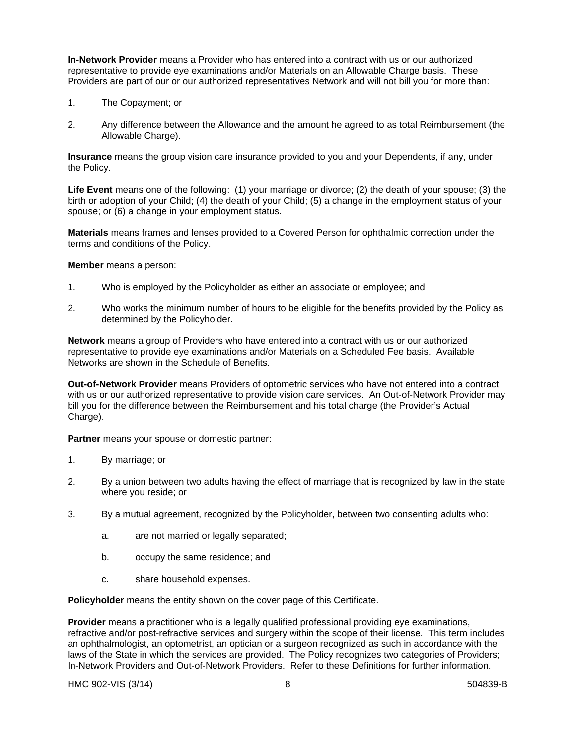**In-Network Provider** means a Provider who has entered into a contract with us or our authorized representative to provide eye examinations and/or Materials on an Allowable Charge basis. These Providers are part of our or our authorized representatives Network and will not bill you for more than:

1. The Copayment; or

2. Any difference between the Allowance and the amount he agreed to as total Reimbursement (the Allowable Charge).

**Insurance** means the group vision care insurance provided to you and your Dependents, if any, under the Policy.

**Life Event** means one of the following: (1) your marriage or divorce; (2) the death of your spouse; (3) the birth or adoption of your Child; (4) the death of your Child; (5) a change in the employment status of your spouse; or (6) a change in your employment status.

**Materials** means frames and lenses provided to a Covered Person for ophthalmic correction under the terms and conditions of the Policy.

**Member** means a person:

1. Who is employed by the Policyholder as either an associate or employee; and

2. Who works the minimum number of hours to be eligible for the benefits provided by the Policy as determined by the Policyholder.

**Network** means a group of Providers who have entered into a contract with us or our authorized representative to provide eye examinations and/or Materials on a Scheduled Fee basis. Available Networks are shown in the Schedule of Benefits.

**Out-of-Network Provider** means Providers of optometric services who have not entered into a contract with us or our authorized representative to provide vision care services. An Out-of-Network Provider may bill you for the difference between the Reimbursement and his total charge (the Provider's Actual Charge).

**Partner** means your spouse or domestic partner:

1. By marriage; or

2. By a union between two adults having the effect of marriage that is recognized by law in the state where you reside; or

3. By a mutual agreement, recognized by the Policyholder, between two consenting adults who:

   a. are not married or legally separated;

   b. occupy the same residence; and

   c. share household expenses.

**Policyholder** means the entity shown on the cover page of this Certificate.

**Provider** means a practitioner who is a legally qualified professional providing eye examinations, refractive and/or post-refractive services and surgery within the scope of their license. This term includes an ophthalmologist, an optometrist, an optician or a surgeon recognized as such in accordance with the laws of the State in which the services are provided. The Policy recognizes two categories of Providers; In-Network Providers and Out-of-Network Providers. Refer to these Definitions for further information.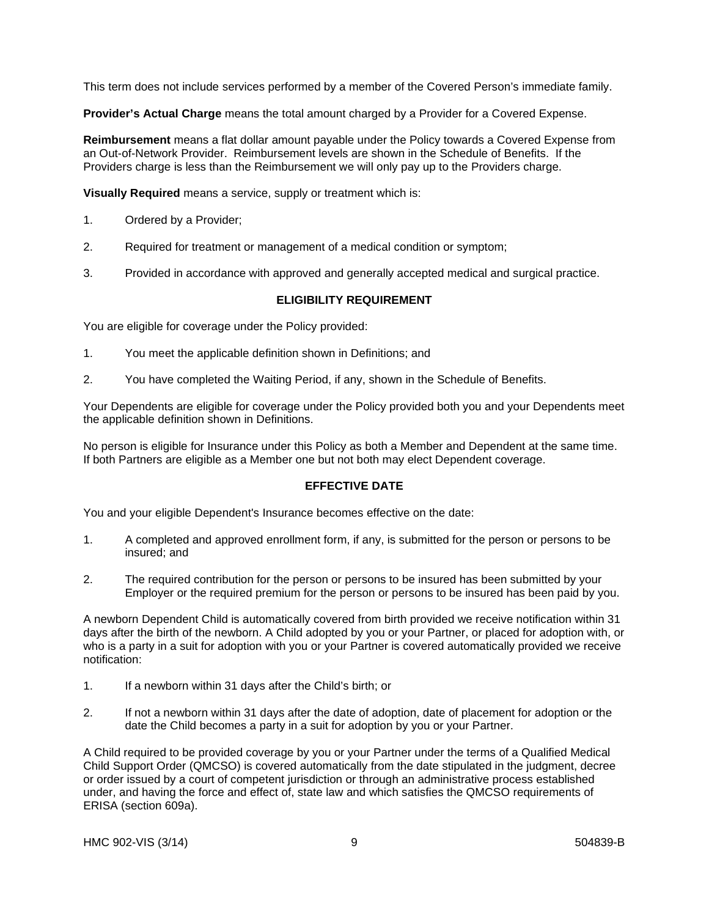This term does not include services performed by a member of the Covered Person's immediate family.

**Provider's Actual Charge** means the total amount charged by a Provider for a Covered Expense.

**Reimbursement** means a flat dollar amount payable under the Policy towards a Covered Expense from an Out-of-Network Provider. Reimbursement levels are shown in the Schedule of Benefits. If the Providers charge is less than the Reimbursement we will only pay up to the Providers charge.

**Visually Required** means a service, supply or treatment which is:

1. Ordered by a Provider;
2. Required for treatment or management of a medical condition or symptom;
3. Provided in accordance with approved and generally accepted medical and surgical practice.

## ELIGIBILITY REQUIREMENT

You are eligible for coverage under the Policy provided:

1. You meet the applicable definition shown in Definitions; and
2. You have completed the Waiting Period, if any, shown in the Schedule of Benefits.

Your Dependents are eligible for coverage under the Policy provided both you and your Dependents meet the applicable definition shown in Definitions.

No person is eligible for Insurance under this Policy as both a Member and Dependent at the same time. If both Partners are eligible as a Member one but not both may elect Dependent coverage.

## EFFECTIVE DATE

You and your eligible Dependent's Insurance becomes effective on the date:

1. A completed and approved enrollment form, if any, is submitted for the person or persons to be insured; and
2. The required contribution for the person or persons to be insured has been submitted by your Employer or the required premium for the person or persons to be insured has been paid by you.

A newborn Dependent Child is automatically covered from birth provided we receive notification within 31 days after the birth of the newborn. A Child adopted by you or your Partner, or placed for adoption with, or who is a party in a suit for adoption with you or your Partner is covered automatically provided we receive notification:

1. If a newborn within 31 days after the Child's birth; or
2. If not a newborn within 31 days after the date of adoption, date of placement for adoption or the date the Child becomes a party in a suit for adoption by you or your Partner.

A Child required to be provided coverage by you or your Partner under the terms of a Qualified Medical Child Support Order (QMCSO) is covered automatically from the date stipulated in the judgment, decree or order issued by a court of competent jurisdiction or through an administrative process established under, and having the force and effect of, state law and which satisfies the QMCSO requirements of ERISA (section 609a).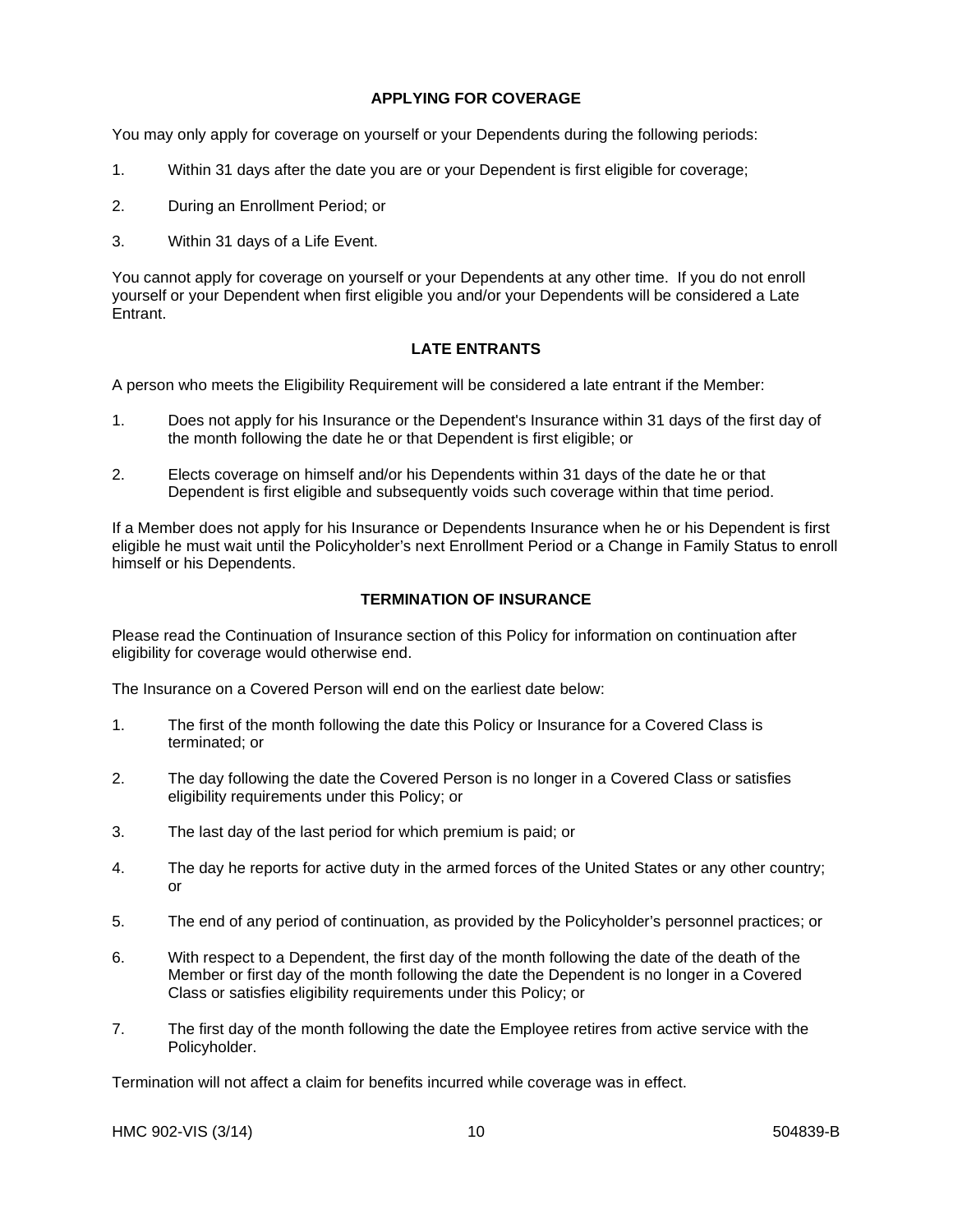## APPLYING FOR COVERAGE

You may only apply for coverage on yourself or your Dependents during the following periods:

1. Within 31 days after the date you are or your Dependent is first eligible for coverage;

2. During an Enrollment Period; or

3. Within 31 days of a Life Event.

You cannot apply for coverage on yourself or your Dependents at any other time. If you do not enroll yourself or your Dependent when first eligible you and/or your Dependents will be considered a Late Entrant.

## LATE ENTRANTS

A person who meets the Eligibility Requirement will be considered a late entrant if the Member:

1. Does not apply for his Insurance or the Dependent's Insurance within 31 days of the first day of the month following the date he or that Dependent is first eligible; or

2. Elects coverage on himself and/or his Dependents within 31 days of the date he or that Dependent is first eligible and subsequently voids such coverage within that time period.

If a Member does not apply for his Insurance or Dependents Insurance when he or his Dependent is first eligible he must wait until the Policyholder's next Enrollment Period or a Change in Family Status to enroll himself or his Dependents.

## TERMINATION OF INSURANCE

Please read the Continuation of Insurance section of this Policy for information on continuation after eligibility for coverage would otherwise end.

The Insurance on a Covered Person will end on the earliest date below:

1. The first of the month following the date this Policy or Insurance for a Covered Class is terminated; or

2. The day following the date the Covered Person is no longer in a Covered Class or satisfies eligibility requirements under this Policy; or

3. The last day of the last period for which premium is paid; or

4. The day he reports for active duty in the armed forces of the United States or any other country; or

5. The end of any period of continuation, as provided by the Policyholder's personnel practices; or

6. With respect to a Dependent, the first day of the month following the date of the death of the Member or first day of the month following the date the Dependent is no longer in a Covered Class or satisfies eligibility requirements under this Policy; or

7. The first day of the month following the date the Employee retires from active service with the Policyholder.

Termination will not affect a claim for benefits incurred while coverage was in effect.

HMC 902-VIS (3/14) 504839-B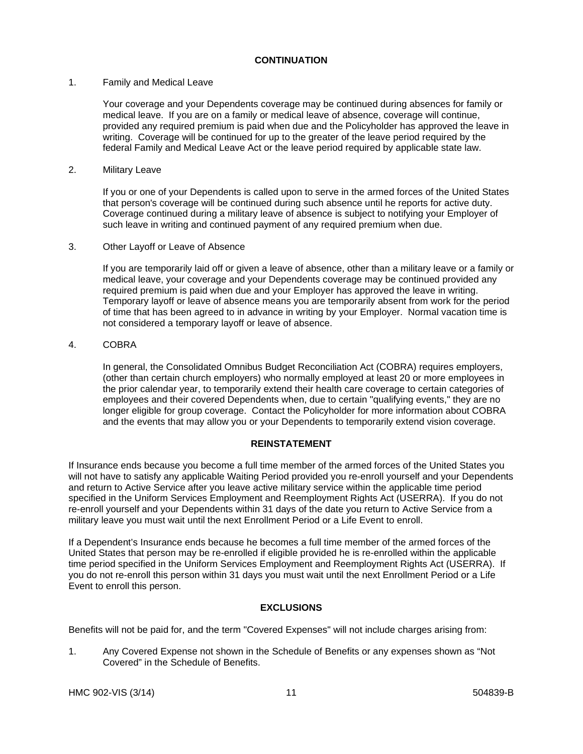## CONTINUATION

1. Family and Medical Leave

   Your coverage and your Dependents coverage may be continued during absences for family or medical leave. If you are on a family or medical leave of absence, coverage will continue, provided any required premium is paid when due and the Policyholder has approved the leave in writing. Coverage will be continued for up to the greater of the leave period required by the federal Family and Medical Leave Act or the leave period required by applicable state law.

2. Military Leave

   If you or one of your Dependents is called upon to serve in the armed forces of the United States that person's coverage will be continued during such absence until he reports for active duty. Coverage continued during a military leave of absence is subject to notifying your Employer of such leave in writing and continued payment of any required premium when due.

3. Other Layoff or Leave of Absence

   If you are temporarily laid off or given a leave of absence, other than a military leave or a family or medical leave, your coverage and your Dependents coverage may be continued provided any required premium is paid when due and your Employer has approved the leave in writing. Temporary layoff or leave of absence means you are temporarily absent from work for the period of time that has been agreed to in advance in writing by your Employer. Normal vacation time is not considered a temporary layoff or leave of absence.

4. COBRA

   In general, the Consolidated Omnibus Budget Reconciliation Act (COBRA) requires employers, (other than certain church employers) who normally employed at least 20 or more employees in the prior calendar year, to temporarily extend their health care coverage to certain categories of employees and their covered Dependents when, due to certain "qualifying events," they are no longer eligible for group coverage. Contact the Policyholder for more information about COBRA and the events that may allow you or your Dependents to temporarily extend vision coverage.

## REINSTATEMENT

If Insurance ends because you become a full time member of the armed forces of the United States you will not have to satisfy any applicable Waiting Period provided you re-enroll yourself and your Dependents and return to Active Service after you leave active military service within the applicable time period specified in the Uniform Services Employment and Reemployment Rights Act (USERRA). If you do not re-enroll yourself and your Dependents within 31 days of the date you return to Active Service from a military leave you must wait until the next Enrollment Period or a Life Event to enroll.

If a Dependent's Insurance ends because he becomes a full time member of the armed forces of the United States that person may be re-enrolled if eligible provided he is re-enrolled within the applicable time period specified in the Uniform Services Employment and Reemployment Rights Act (USERRA). If you do not re-enroll this person within 31 days you must wait until the next Enrollment Period or a Life Event to enroll this person.

## EXCLUSIONS

Benefits will not be paid for, and the term "Covered Expenses" will not include charges arising from:

1. Any Covered Expense not shown in the Schedule of Benefits or any expenses shown as "Not Covered" in the Schedule of Benefits.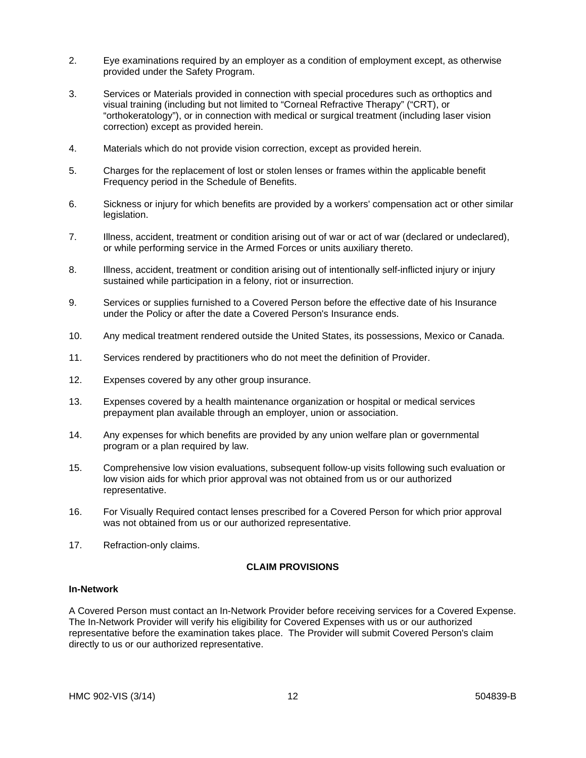2. Eye examinations required by an employer as a condition of employment except, as otherwise provided under the Safety Program.

3. Services or Materials provided in connection with special procedures such as orthoptics and visual training (including but not limited to "Corneal Refractive Therapy" ("CRT), or "orthokeratology"), or in connection with medical or surgical treatment (including laser vision correction) except as provided herein.

4. Materials which do not provide vision correction, except as provided herein.

5. Charges for the replacement of lost or stolen lenses or frames within the applicable benefit Frequency period in the Schedule of Benefits.

6. Sickness or injury for which benefits are provided by a workers' compensation act or other similar legislation.

7. Illness, accident, treatment or condition arising out of war or act of war (declared or undeclared), or while performing service in the Armed Forces or units auxiliary thereto.

8. Illness, accident, treatment or condition arising out of intentionally self-inflicted injury or injury sustained while participation in a felony, riot or insurrection.

9. Services or supplies furnished to a Covered Person before the effective date of his Insurance under the Policy or after the date a Covered Person's Insurance ends.

10. Any medical treatment rendered outside the United States, its possessions, Mexico or Canada.

11. Services rendered by practitioners who do not meet the definition of Provider.

12. Expenses covered by any other group insurance.

13. Expenses covered by a health maintenance organization or hospital or medical services prepayment plan available through an employer, union or association.

14. Any expenses for which benefits are provided by any union welfare plan or governmental program or a plan required by law.

15. Comprehensive low vision evaluations, subsequent follow-up visits following such evaluation or low vision aids for which prior approval was not obtained from us or our authorized representative.

16. For Visually Required contact lenses prescribed for a Covered Person for which prior approval was not obtained from us or our authorized representative.

17. Refraction-only claims.

## CLAIM PROVISIONS

**In-Network**

A Covered Person must contact an In-Network Provider before receiving services for a Covered Expense. The In-Network Provider will verify his eligibility for Covered Expenses with us or our authorized representative before the examination takes place. The Provider will submit Covered Person's claim directly to us or our authorized representative.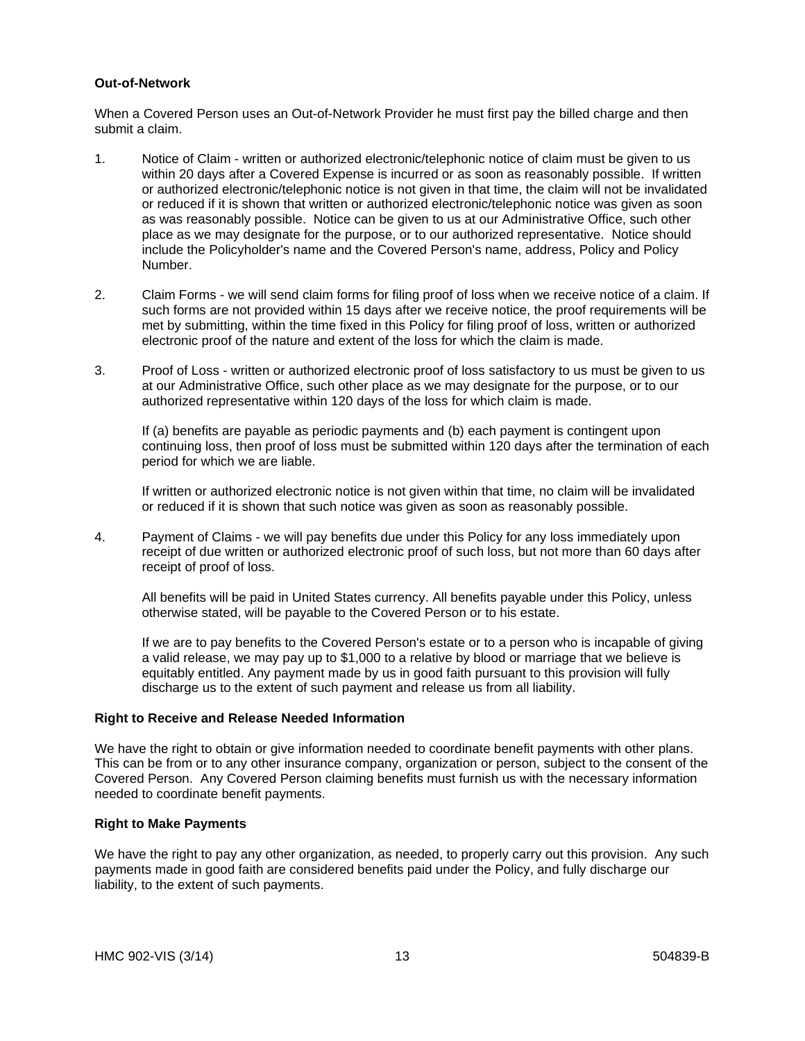**Out-of-Network**

When a Covered Person uses an Out-of-Network Provider he must first pay the billed charge and then submit a claim.

1. Notice of Claim - written or authorized electronic/telephonic notice of claim must be given to us within 20 days after a Covered Expense is incurred or as soon as reasonably possible. If written or authorized electronic/telephonic notice is not given in that time, the claim will not be invalidated or reduced if it is shown that written or authorized electronic/telephonic notice was given as soon as was reasonably possible. Notice can be given to us at our Administrative Office, such other place as we may designate for the purpose, or to our authorized representative. Notice should include the Policyholder's name and the Covered Person's name, address, Policy and Policy Number.

2. Claim Forms - we will send claim forms for filing proof of loss when we receive notice of a claim. If such forms are not provided within 15 days after we receive notice, the proof requirements will be met by submitting, within the time fixed in this Policy for filing proof of loss, written or authorized electronic proof of the nature and extent of the loss for which the claim is made.

3. Proof of Loss - written or authorized electronic proof of loss satisfactory to us must be given to us at our Administrative Office, such other place as we may designate for the purpose, or to our authorized representative within 120 days of the loss for which claim is made.

   If (a) benefits are payable as periodic payments and (b) each payment is contingent upon continuing loss, then proof of loss must be submitted within 120 days after the termination of each period for which we are liable.

   If written or authorized electronic notice is not given within that time, no claim will be invalidated or reduced if it is shown that such notice was given as soon as reasonably possible.

4. Payment of Claims - we will pay benefits due under this Policy for any loss immediately upon receipt of due written or authorized electronic proof of such loss, but not more than 60 days after receipt of proof of loss.

   All benefits will be paid in United States currency. All benefits payable under this Policy, unless otherwise stated, will be payable to the Covered Person or to his estate.

   If we are to pay benefits to the Covered Person's estate or to a person who is incapable of giving a valid release, we may pay up to $1,000 to a relative by blood or marriage that we believe is equitably entitled. Any payment made by us in good faith pursuant to this provision will fully discharge us to the extent of such payment and release us from all liability.

**Right to Receive and Release Needed Information**

We have the right to obtain or give information needed to coordinate benefit payments with other plans. This can be from or to any other insurance company, organization or person, subject to the consent of the Covered Person. Any Covered Person claiming benefits must furnish us with the necessary information needed to coordinate benefit payments.

**Right to Make Payments**

We have the right to pay any other organization, as needed, to properly carry out this provision. Any such payments made in good faith are considered benefits paid under the Policy, and fully discharge our liability, to the extent of such payments.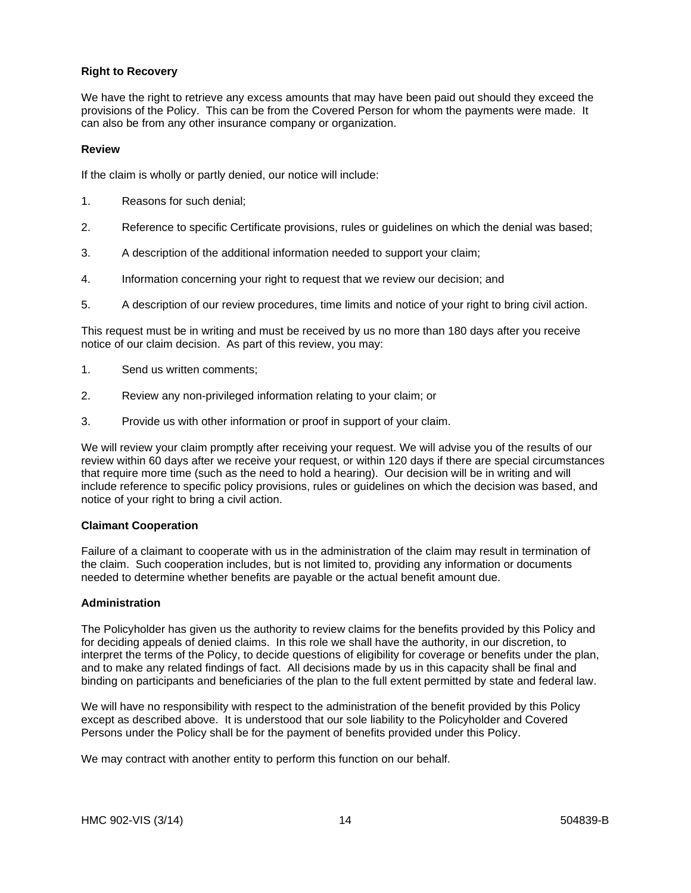**Right to Recovery**

We have the right to retrieve any excess amounts that may have been paid out should they exceed the provisions of the Policy. This can be from the Covered Person for whom the payments were made. It can also be from any other insurance company or organization.

**Review**

If the claim is wholly or partly denied, our notice will include:

1. Reasons for such denial;
2. Reference to specific Certificate provisions, rules or guidelines on which the denial was based;
3. A description of the additional information needed to support your claim;
4. Information concerning your right to request that we review our decision; and
5. A description of our review procedures, time limits and notice of your right to bring civil action.

This request must be in writing and must be received by us no more than 180 days after you receive notice of our claim decision. As part of this review, you may:

1. Send us written comments;
2. Review any non-privileged information relating to your claim; or
3. Provide us with other information or proof in support of your claim.

We will review your claim promptly after receiving your request. We will advise you of the results of our review within 60 days after we receive your request, or within 120 days if there are special circumstances that require more time (such as the need to hold a hearing). Our decision will be in writing and will include reference to specific policy provisions, rules or guidelines on which the decision was based, and notice of your right to bring a civil action.

**Claimant Cooperation**

Failure of a claimant to cooperate with us in the administration of the claim may result in termination of the claim. Such cooperation includes, but is not limited to, providing any information or documents needed to determine whether benefits are payable or the actual benefit amount due.

**Administration**

The Policyholder has given us the authority to review claims for the benefits provided by this Policy and for deciding appeals of denied claims. In this role we shall have the authority, in our discretion, to interpret the terms of the Policy, to decide questions of eligibility for coverage or benefits under the plan, and to make any related findings of fact. All decisions made by us in this capacity shall be final and binding on participants and beneficiaries of the plan to the full extent permitted by state and federal law.

We will have no responsibility with respect to the administration of the benefit provided by this Policy except as described above. It is understood that our sole liability to the Policyholder and Covered Persons under the Policy shall be for the payment of benefits provided under this Policy.

We may contract with another entity to perform this function on our behalf.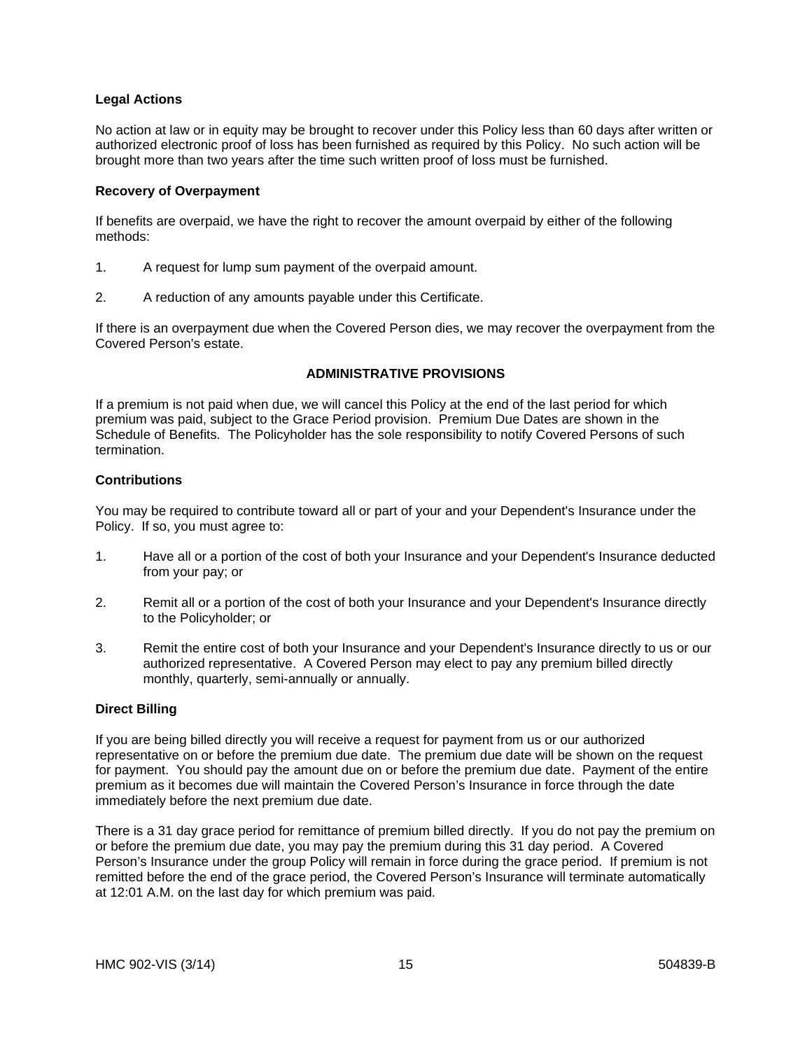**Legal Actions**

No action at law or in equity may be brought to recover under this Policy less than 60 days after written or authorized electronic proof of loss has been furnished as required by this Policy. No such action will be brought more than two years after the time such written proof of loss must be furnished.

**Recovery of Overpayment**

If benefits are overpaid, we have the right to recover the amount overpaid by either of the following methods:

1. A request for lump sum payment of the overpaid amount.

2. A reduction of any amounts payable under this Certificate.

If there is an overpayment due when the Covered Person dies, we may recover the overpayment from the Covered Person's estate.

## ADMINISTRATIVE PROVISIONS

If a premium is not paid when due, we will cancel this Policy at the end of the last period for which premium was paid, subject to the Grace Period provision. Premium Due Dates are shown in the Schedule of Benefits. The Policyholder has the sole responsibility to notify Covered Persons of such termination.

**Contributions**

You may be required to contribute toward all or part of your and your Dependent's Insurance under the Policy. If so, you must agree to:

1. Have all or a portion of the cost of both your Insurance and your Dependent's Insurance deducted from your pay; or

2. Remit all or a portion of the cost of both your Insurance and your Dependent's Insurance directly to the Policyholder; or

3. Remit the entire cost of both your Insurance and your Dependent's Insurance directly to us or our authorized representative. A Covered Person may elect to pay any premium billed directly monthly, quarterly, semi-annually or annually.

**Direct Billing**

If you are being billed directly you will receive a request for payment from us or our authorized representative on or before the premium due date. The premium due date will be shown on the request for payment. You should pay the amount due on or before the premium due date. Payment of the entire premium as it becomes due will maintain the Covered Person's Insurance in force through the date immediately before the next premium due date.

There is a 31 day grace period for remittance of premium billed directly. If you do not pay the premium on or before the premium due date, you may pay the premium during this 31 day period. A Covered Person's Insurance under the group Policy will remain in force during the grace period. If premium is not remitted before the end of the grace period, the Covered Person's Insurance will terminate automatically at 12:01 A.M. on the last day for which premium was paid.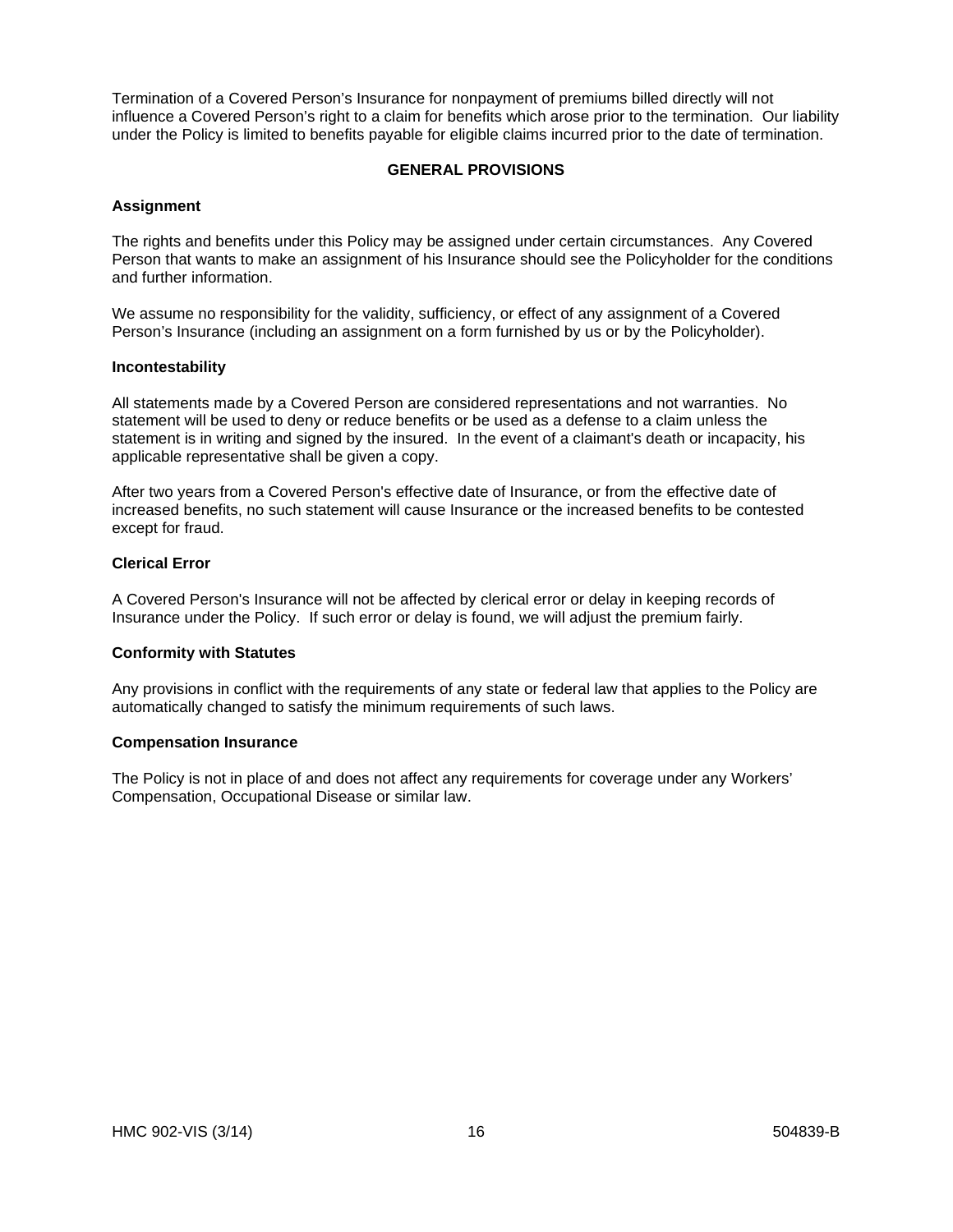Termination of a Covered Person's Insurance for nonpayment of premiums billed directly will not influence a Covered Person's right to a claim for benefits which arose prior to the termination. Our liability under the Policy is limited to benefits payable for eligible claims incurred prior to the date of termination.

## GENERAL PROVISIONS

### Assignment

The rights and benefits under this Policy may be assigned under certain circumstances. Any Covered Person that wants to make an assignment of his Insurance should see the Policyholder for the conditions and further information.

We assume no responsibility for the validity, sufficiency, or effect of any assignment of a Covered Person's Insurance (including an assignment on a form furnished by us or by the Policyholder).

### Incontestability

All statements made by a Covered Person are considered representations and not warranties. No statement will be used to deny or reduce benefits or be used as a defense to a claim unless the statement is in writing and signed by the insured. In the event of a claimant's death or incapacity, his applicable representative shall be given a copy.

After two years from a Covered Person's effective date of Insurance, or from the effective date of increased benefits, no such statement will cause Insurance or the increased benefits to be contested except for fraud.

### Clerical Error

A Covered Person's Insurance will not be affected by clerical error or delay in keeping records of Insurance under the Policy. If such error or delay is found, we will adjust the premium fairly.

### Conformity with Statutes

Any provisions in conflict with the requirements of any state or federal law that applies to the Policy are automatically changed to satisfy the minimum requirements of such laws.

### Compensation Insurance

The Policy is not in place of and does not affect any requirements for coverage under any Workers' Compensation, Occupational Disease or similar law.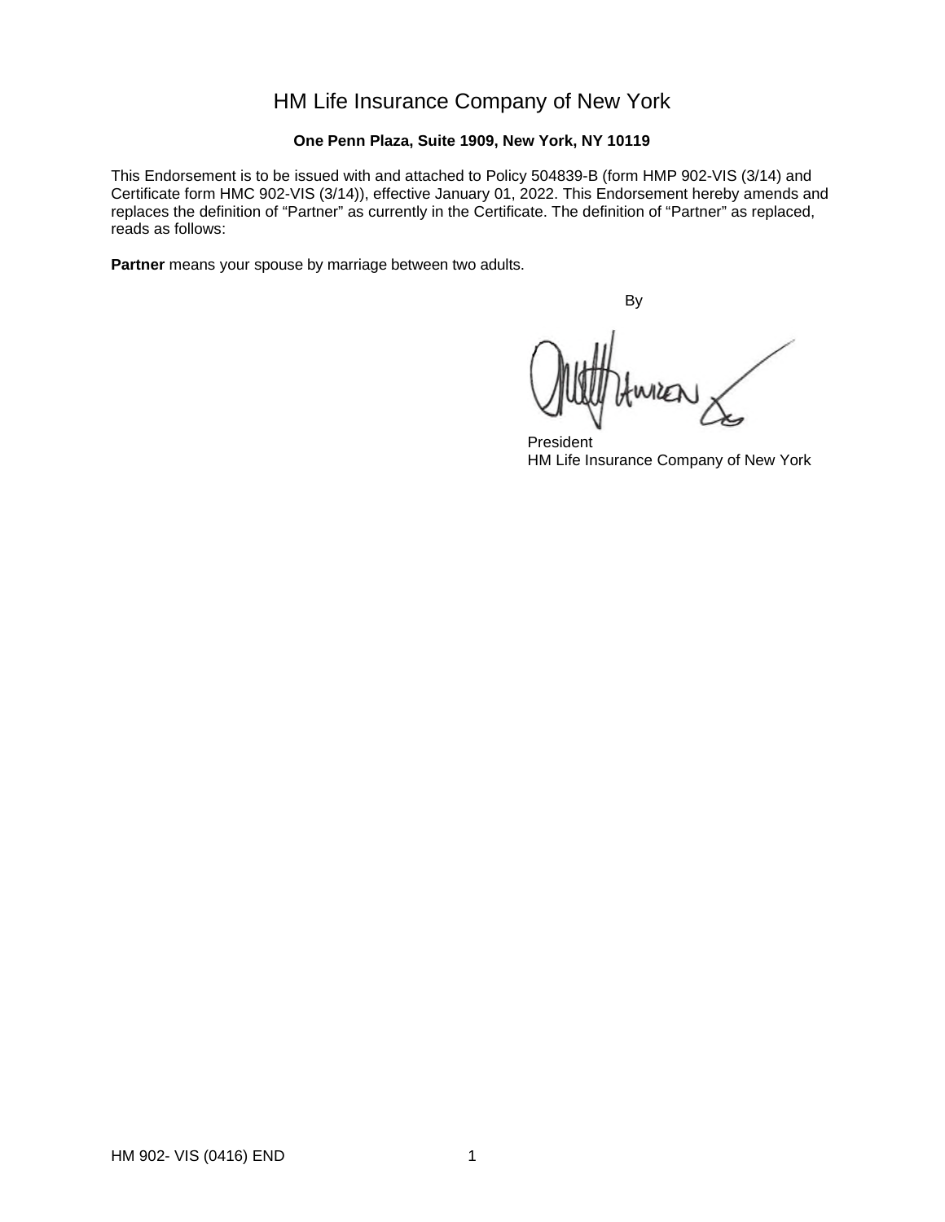# HM Life Insurance Company of New York

**One Penn Plaza, Suite 1909, New York, NY 10119**

This Endorsement is to be issued with and attached to Policy 504839-B (form HMP 902-VIS (3/14) and Certificate form HMC 902-VIS (3/14)), effective January 01, 2022. This Endorsement hereby amends and replaces the definition of "Partner" as currently in the Certificate. The definition of "Partner" as replaced, reads as follows:

**Partner** means your spouse by marriage between two adults.

By

President
HM Life Insurance Company of New York

HM 902- VIS (0416) END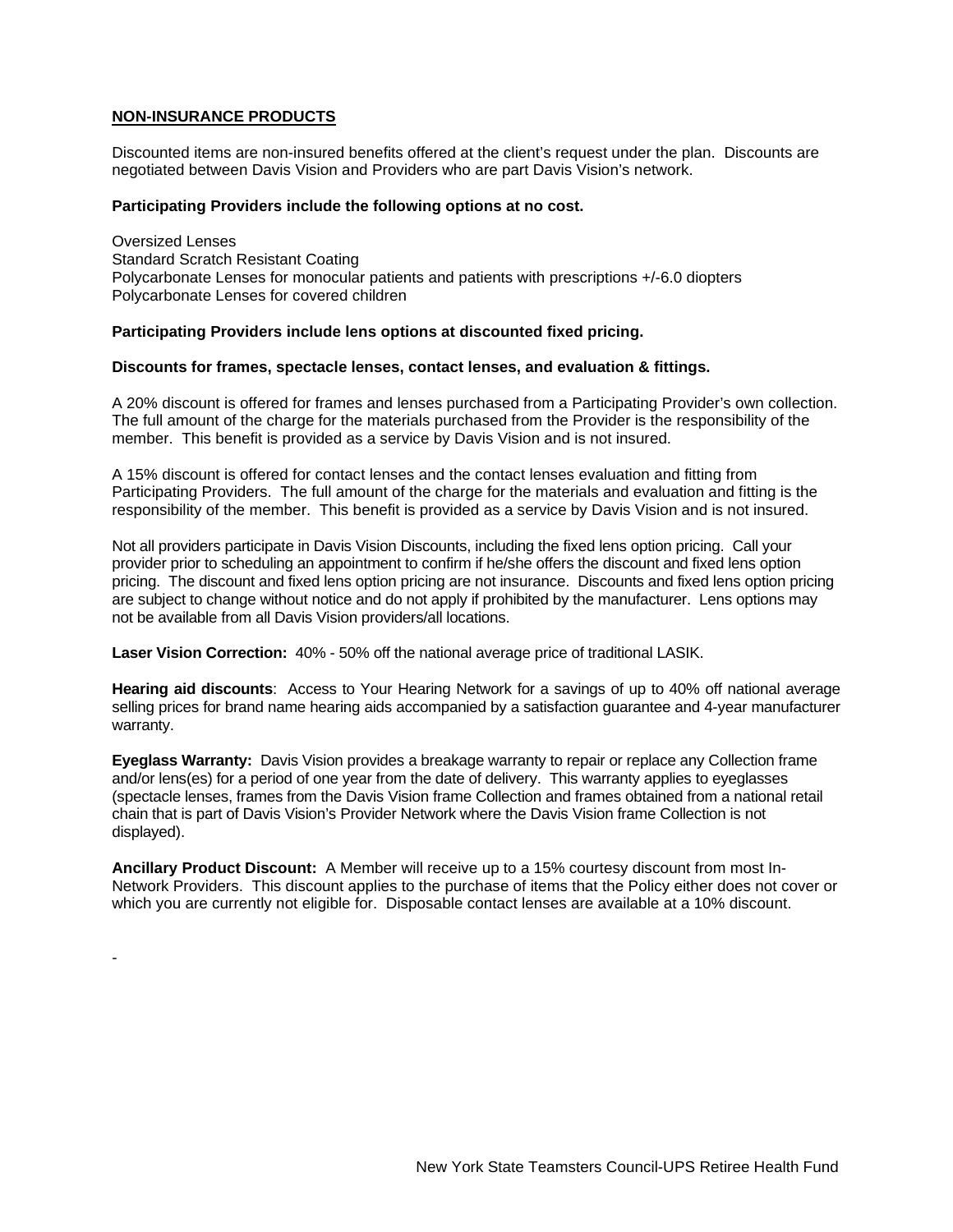## NON-INSURANCE PRODUCTS

Discounted items are non-insured benefits offered at the client's request under the plan. Discounts are negotiated between Davis Vision and Providers who are part Davis Vision's network.

**Participating Providers include the following options at no cost.**

Oversized Lenses
Standard Scratch Resistant Coating
Polycarbonate Lenses for monocular patients and patients with prescriptions +/-6.0 diopters
Polycarbonate Lenses for covered children

**Participating Providers include lens options at discounted fixed pricing.**

**Discounts for frames, spectacle lenses, contact lenses, and evaluation & fittings.**

A 20% discount is offered for frames and lenses purchased from a Participating Provider's own collection. The full amount of the charge for the materials purchased from the Provider is the responsibility of the member. This benefit is provided as a service by Davis Vision and is not insured.

A 15% discount is offered for contact lenses and the contact lenses evaluation and fitting from Participating Providers. The full amount of the charge for the materials and evaluation and fitting is the responsibility of the member. This benefit is provided as a service by Davis Vision and is not insured.

Not all providers participate in Davis Vision Discounts, including the fixed lens option pricing. Call your provider prior to scheduling an appointment to confirm if he/she offers the discount and fixed lens option pricing. The discount and fixed lens option pricing are not insurance. Discounts and fixed lens option pricing are subject to change without notice and do not apply if prohibited by the manufacturer. Lens options may not be available from all Davis Vision providers/all locations.

**Laser Vision Correction:** 40% - 50% off the national average price of traditional LASIK.

**Hearing aid discounts**: Access to Your Hearing Network for a savings of up to 40% off national average selling prices for brand name hearing aids accompanied by a satisfaction guarantee and 4-year manufacturer warranty.

**Eyeglass Warranty:** Davis Vision provides a breakage warranty to repair or replace any Collection frame and/or lens(es) for a period of one year from the date of delivery. This warranty applies to eyeglasses (spectacle lenses, frames from the Davis Vision frame Collection and frames obtained from a national retail chain that is part of Davis Vision's Provider Network where the Davis Vision frame Collection is not displayed).

**Ancillary Product Discount:** A Member will receive up to a 15% courtesy discount from most In-Network Providers. This discount applies to the purchase of items that the Policy either does not cover or which you are currently not eligible for. Disposable contact lenses are available at a 10% discount.

-